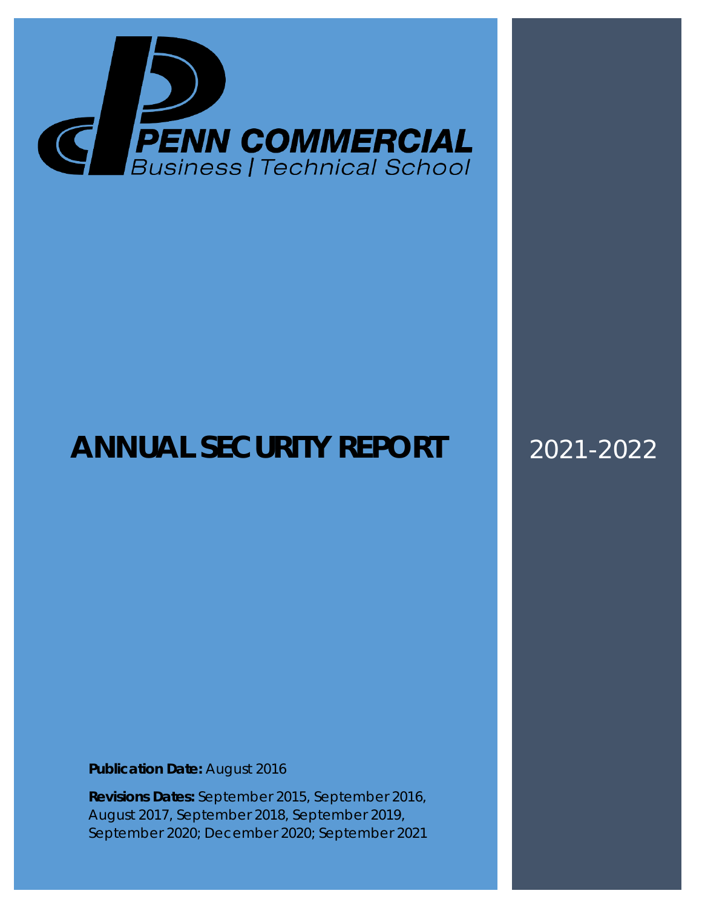PENN COMMERCIAL
Business | Technical School

# ANNUAL SECURITY REPORT

2021-2022

**Publication Date:** August 2016

**Revisions Dates:** September 2015, September 2016, August 2017, September 2018, September 2019, September 2020; December 2020; September 2021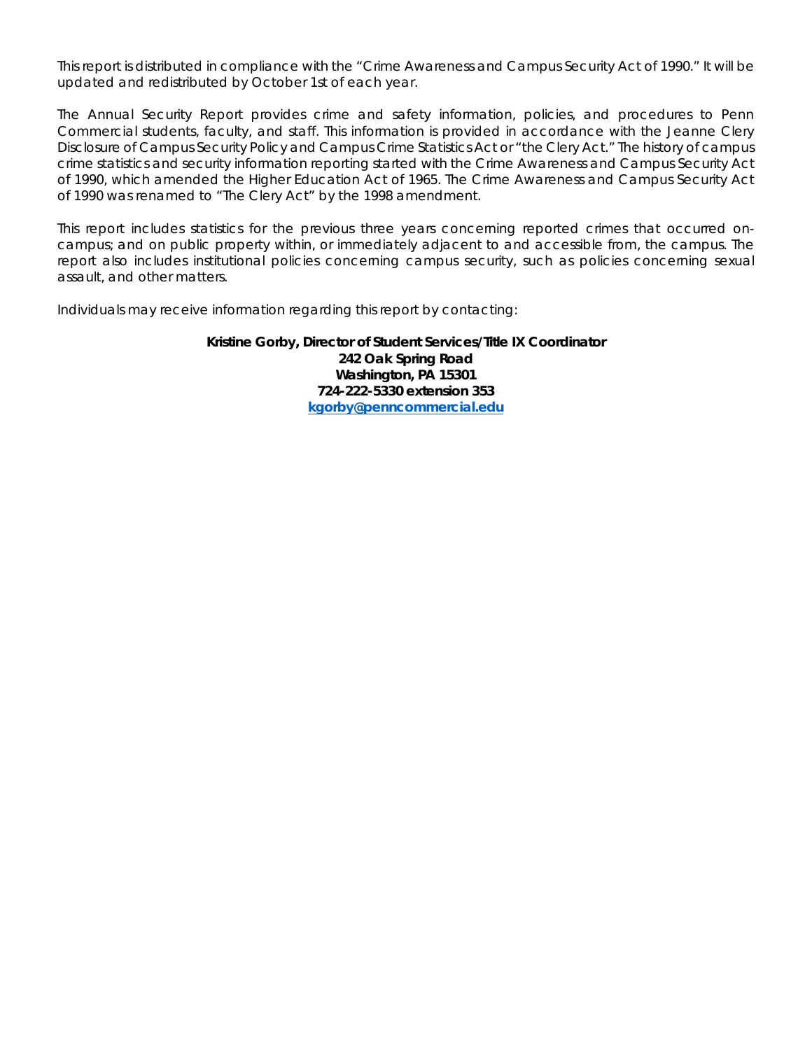This report is distributed in compliance with the "Crime Awareness and Campus Security Act of 1990." It will be updated and redistributed by October 1st of each year.

The Annual Security Report provides crime and safety information, policies, and procedures to Penn Commercial students, faculty, and staff. This information is provided in accordance with the Jeanne Clery Disclosure of Campus Security Policy and Campus Crime Statistics Act or "the Clery Act." The history of campus crime statistics and security information reporting started with the Crime Awareness and Campus Security Act of 1990, which amended the Higher Education Act of 1965. The Crime Awareness and Campus Security Act of 1990 was renamed to "The Clery Act" by the 1998 amendment.

This report includes statistics for the previous three years concerning reported crimes that occurred on-campus; and on public property within, or immediately adjacent to and accessible from, the campus. The report also includes institutional policies concerning campus security, such as policies concerning sexual assault, and other matters.

Individuals may receive information regarding this report by contacting:

**Kristine Gorby, Director of Student Services/Title IX Coordinator**
**242 Oak Spring Road**
**Washington, PA 15301**
**724-222-5330 extension 353**
**kgorby@penncommercial.edu**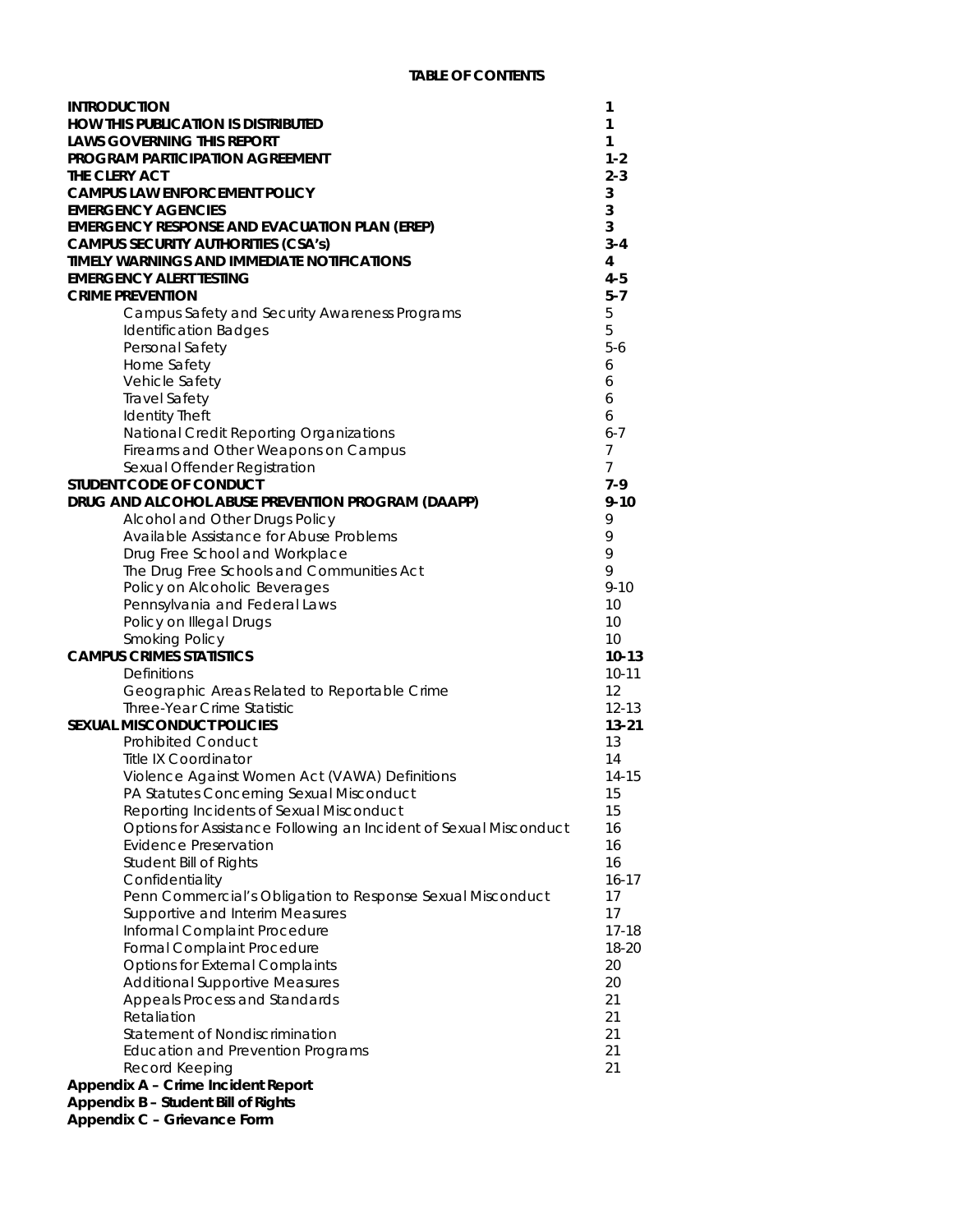# TABLE OF CONTENTS

| | |
|---|---|
| **INTRODUCTION** | **1** |
| **HOW THIS PUBLICATION IS DISTRIBUTED** | **1** |
| **LAWS GOVERNING THIS REPORT** | **1** |
| **PROGRAM PARTICIPATION AGREEMENT** | **1-2** |
| **THE CLERY ACT** | **2-3** |
| **CAMPUS LAW ENFORCEMENT POLICY** | **3** |
| **EMERGENCY AGENCIES** | **3** |
| **EMERGENCY RESPONSE AND EVACUATION PLAN (EREP)** | **3** |
| **CAMPUS SECURITY AUTHORITIES (CSA's)** | **3-4** |
| **TIMELY WARNINGS AND IMMEDIATE NOTIFICATIONS** | **4** |
| **EMERGENCY ALERT TESTING** | **4-5** |
| **CRIME PREVENTION** | **5-7** |
| Campus Safety and Security Awareness Programs | 5 |
| Identification Badges | 5 |
| Personal Safety | 5-6 |
| Home Safety | 6 |
| Vehicle Safety | 6 |
| Travel Safety | 6 |
| Identity Theft | 6 |
| National Credit Reporting Organizations | 6-7 |
| Firearms and Other Weapons on Campus | 7 |
| Sexual Offender Registration | 7 |
| **STUDENT CODE OF CONDUCT** | **7-9** |
| **DRUG AND ALCOHOL ABUSE PREVENTION PROGRAM (DAAPP)** | **9-10** |
| Alcohol and Other Drugs Policy | 9 |
| Available Assistance for Abuse Problems | 9 |
| Drug Free School and Workplace | 9 |
| The Drug Free Schools and Communities Act | 9 |
| Policy on Alcoholic Beverages | 9-10 |
| Pennsylvania and Federal Laws | 10 |
| Policy on Illegal Drugs | 10 |
| Smoking Policy | 10 |
| **CAMPUS CRIMES STATISTICS** | **10-13** |
| Definitions | 10-11 |
| Geographic Areas Related to Reportable Crime | 12 |
| Three-Year Crime Statistic | 12-13 |
| **SEXUAL MISCONDUCT POLICIES** | **13-21** |
| Prohibited Conduct | 13 |
| Title IX Coordinator | 14 |
| Violence Against Women Act (VAWA) Definitions | 14-15 |
| PA Statutes Concerning Sexual Misconduct | 15 |
| Reporting Incidents of Sexual Misconduct | 15 |
| Options for Assistance Following an Incident of Sexual Misconduct | 16 |
| Evidence Preservation | 16 |
| Student Bill of Rights | 16 |
| Confidentiality | 16-17 |
| Penn Commercial's Obligation to Response Sexual Misconduct | 17 |
| Supportive and Interim Measures | 17 |
| Informal Complaint Procedure | 17-18 |
| Formal Complaint Procedure | 18-20 |
| Options for External Complaints | 20 |
| Additional Supportive Measures | 20 |
| Appeals Process and Standards | 21 |
| Retaliation | 21 |
| Statement of Nondiscrimination | 21 |
| Education and Prevention Programs | 21 |
| Record Keeping | 21 |

**Appendix A – Crime Incident Report**
**Appendix B – Student Bill of Rights**
**Appendix C – Grievance Form**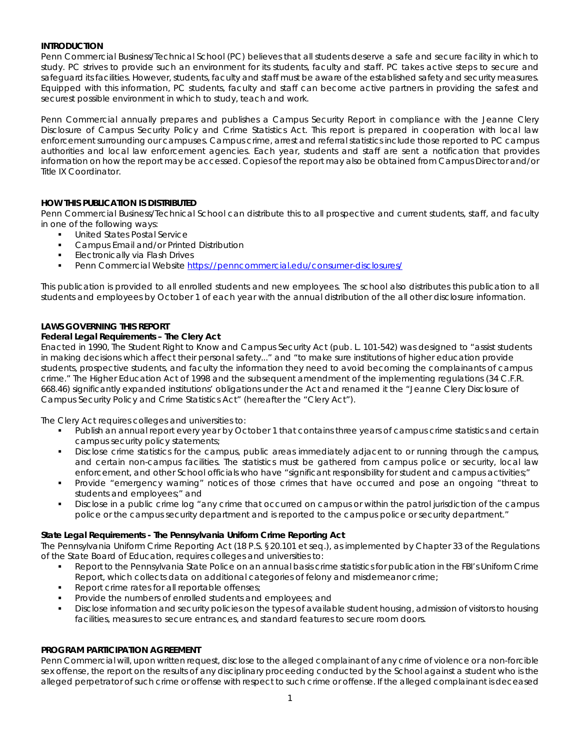## INTRODUCTION

Penn Commercial Business/Technical School (PC) believes that all students deserve a safe and secure facility in which to study. PC strives to provide such an environment for its students, faculty and staff. PC takes active steps to secure and safeguard its facilities. However, students, faculty and staff must be aware of the established safety and security measures. Equipped with this information, PC students, faculty and staff can become active partners in providing the safest and securest possible environment in which to study, teach and work.

Penn Commercial annually prepares and publishes a Campus Security Report in compliance with the Jeanne Clery Disclosure of Campus Security Policy and Crime Statistics Act. This report is prepared in cooperation with local law enforcement surrounding our campuses. Campus crime, arrest and referral statistics include those reported to PC campus authorities and local law enforcement agencies. Each year, students and staff are sent a notification that provides information on how the report may be accessed. Copies of the report may also be obtained from Campus Director and/or Title IX Coordinator.

## HOW THIS PUBLICATION IS DISTRIBUTED

Penn Commercial Business/Technical School can distribute this to all prospective and current students, staff, and faculty in one of the following ways:

- United States Postal Service
- Campus Email and/or Printed Distribution
- Electronically via Flash Drives
- Penn Commercial Website https://penncommercial.edu/consumer-disclosures/

This publication is provided to all enrolled students and new employees. The school also distributes this publication to all students and employees by October 1 of each year with the annual distribution of the all other disclosure information.

## LAWS GOVERNING THIS REPORT

### Federal Legal Requirements – The Clery Act

Enacted in 1990, The Student Right to Know and Campus Security Act (pub. L. 101-542) was designed to "assist students in making decisions which affect their personal safety..." and "to make sure institutions of higher education provide students, prospective students, and faculty the information they need to avoid becoming the complainants of campus crime." The Higher Education Act of 1998 and the subsequent amendment of the implementing regulations (34 C.F.R. 668.46) significantly expanded institutions' obligations under the Act and renamed it the "Jeanne Clery Disclosure of Campus Security Policy and Crime Statistics Act" (hereafter the "Clery Act").

The Clery Act requires colleges and universities to:

- Publish an annual report every year by October 1 that contains three years of campus crime statistics and certain campus security policy statements;
- Disclose crime statistics for the campus, public areas immediately adjacent to or running through the campus, and certain non-campus facilities. The statistics must be gathered from campus police or security, local law enforcement, and other School officials who have "significant responsibility for student and campus activities;"
- Provide "emergency warning" notices of those crimes that have occurred and pose an ongoing "threat to students and employees;" and
- Disclose in a public crime log "any crime that occurred on campus or within the patrol jurisdiction of the campus police or the campus security department and is reported to the campus police or security department."

### State Legal Requirements - The Pennsylvania Uniform Crime Reporting Act

The Pennsylvania Uniform Crime Reporting Act (18 P.S. §20.101 et seq.), as implemented by Chapter 33 of the Regulations of the State Board of Education, requires colleges and universities to:

- Report to the Pennsylvania State Police on an annual basis crime statistics for publication in the FBI's Uniform Crime Report, which collects data on additional categories of felony and misdemeanor crime;
- Report crime rates for all reportable offenses;
- Provide the numbers of enrolled students and employees; and
- Disclose information and security policies on the types of available student housing, admission of visitors to housing facilities, measures to secure entrances, and standard features to secure room doors.

## PROGRAM PARTICIPATION AGREEMENT

Penn Commercial will, upon written request, disclose to the alleged complainant of any crime of violence or a non-forcible sex offense, the report on the results of any disciplinary proceeding conducted by the School against a student who is the alleged perpetrator of such crime or offense with respect to such crime or offense. If the alleged complainant is deceased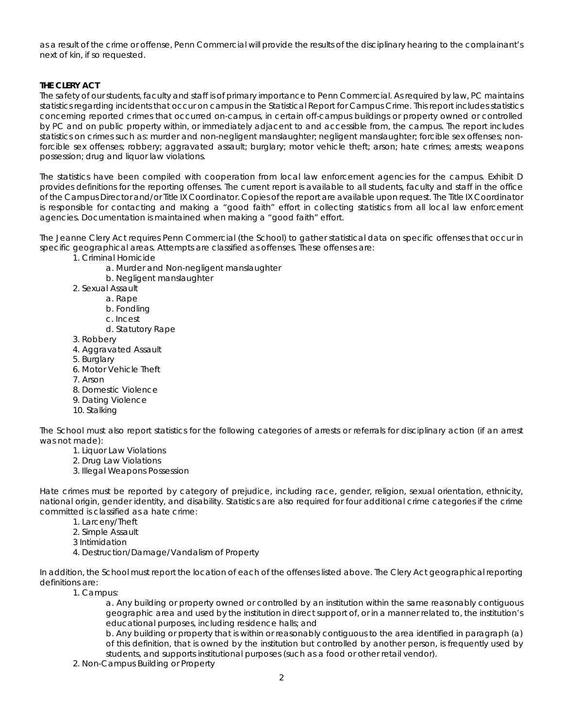as a result of the crime or offense, Penn Commercial will provide the results of the disciplinary hearing to the complainant's next of kin, if so requested.

**THE CLERY ACT**

The safety of our students, faculty and staff is of primary importance to Penn Commercial. As required by law, PC maintains statistics regarding incidents that occur on campus in the Statistical Report for Campus Crime. This report includes statistics concerning reported crimes that occurred on-campus, in certain off-campus buildings or property owned or controlled by PC and on public property within, or immediately adjacent to and accessible from, the campus. The report includes statistics on crimes such as: murder and non-negligent manslaughter; negligent manslaughter; forcible sex offenses; non-forcible sex offenses; robbery; aggravated assault; burglary; motor vehicle theft; arson; hate crimes; arrests; weapons possession; drug and liquor law violations.

The statistics have been compiled with cooperation from local law enforcement agencies for the campus. Exhibit D provides definitions for the reporting offenses. The current report is available to all students, faculty and staff in the office of the Campus Director and/or Title IX Coordinator. Copies of the report are available upon request. The Title IX Coordinator is responsible for contacting and making a "good faith" effort in collecting statistics from all local law enforcement agencies. Documentation is maintained when making a "good faith" effort.

The Jeanne Clery Act requires Penn Commercial (the School) to gather statistical data on specific offenses that occur in specific geographical areas. Attempts are classified as offenses. These offenses are:

1. Criminal Homicide
   a. Murder and Non-negligent manslaughter
   b. Negligent manslaughter
2. Sexual Assault
   a. Rape
   b. Fondling
   c. Incest
   d. Statutory Rape
3. Robbery
4. Aggravated Assault
5. Burglary
6. Motor Vehicle Theft
7. Arson
8. Domestic Violence
9. Dating Violence
10. Stalking

The School must also report statistics for the following categories of arrests or referrals for disciplinary action (if an arrest was not made):

1. Liquor Law Violations
2. Drug Law Violations
3. Illegal Weapons Possession

Hate crimes must be reported by category of prejudice, including race, gender, religion, sexual orientation, ethnicity, national origin, gender identity, and disability. Statistics are also required for four additional crime categories if the crime committed is classified as a hate crime:

1. Larceny/Theft
2. Simple Assault
3 Intimidation
4. Destruction/Damage/Vandalism of Property

In addition, the School must report the location of each of the offenses listed above. The Clery Act geographical reporting definitions are:

1. Campus:
   a. Any building or property owned or controlled by an institution within the same reasonably contiguous geographic area and used by the institution in direct support of, or in a manner related to, the institution's educational purposes, including residence halls; and
   b. Any building or property that is within or reasonably contiguous to the area identified in paragraph (a) of this definition, that is owned by the institution but controlled by another person, is frequently used by students, and supports institutional purposes (such as a food or other retail vendor).
2. Non-Campus Building or Property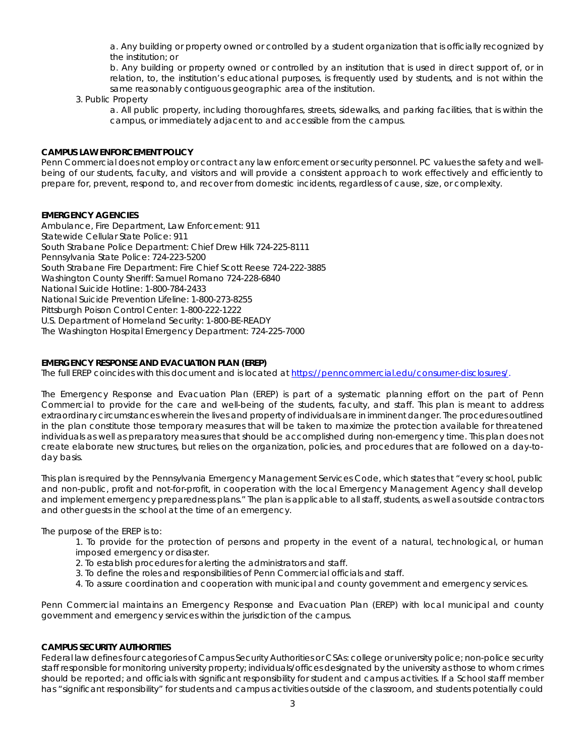a. Any building or property owned or controlled by a student organization that is officially recognized by the institution; or

b. Any building or property owned or controlled by an institution that is used in direct support of, or in relation, to, the institution's educational purposes, is frequently used by students, and is not within the same reasonably contiguous geographic area of the institution.

3. Public Property

a. All public property, including thoroughfares, streets, sidewalks, and parking facilities, that is within the campus, or immediately adjacent to and accessible from the campus.

**CAMPUS LAW ENFORCEMENT POLICY**

Penn Commercial does not employ or contract any law enforcement or security personnel. PC values the safety and well-being of our students, faculty, and visitors and will provide a consistent approach to work effectively and efficiently to prepare for, prevent, respond to, and recover from domestic incidents, regardless of cause, size, or complexity.

**EMERGENCY AGENCIES**

Ambulance, Fire Department, Law Enforcement: 911
Statewide Cellular State Police: 911
South Strabane Police Department: Chief Drew Hilk 724-225-8111
Pennsylvania State Police: 724-223-5200
South Strabane Fire Department: Fire Chief Scott Reese 724-222-3885
Washington County Sheriff: Samuel Romano 724-228-6840
National Suicide Hotline: 1-800-784-2433
National Suicide Prevention Lifeline: 1-800-273-8255
Pittsburgh Poison Control Center: 1-800-222-1222
U.S. Department of Homeland Security: 1-800-BE-READY
The Washington Hospital Emergency Department: 724-225-7000

**EMERGENCY RESPONSE AND EVACUATION PLAN (EREP)**

The full EREP coincides with this document and is located at https://penncommercial.edu/consumer-disclosures/.

The Emergency Response and Evacuation Plan (EREP) is part of a systematic planning effort on the part of Penn Commercial to provide for the care and well-being of the students, faculty, and staff. This plan is meant to address extraordinary circumstances wherein the lives and property of individuals are in imminent danger. The procedures outlined in the plan constitute those temporary measures that will be taken to maximize the protection available for threatened individuals as well as preparatory measures that should be accomplished during non-emergency time. This plan does not create elaborate new structures, but relies on the organization, policies, and procedures that are followed on a day-to-day basis.

This plan is required by the Pennsylvania Emergency Management Services Code, which states that "every school, public and non-public, profit and not-for-profit, in cooperation with the local Emergency Management Agency shall develop and implement emergency preparedness plans." The plan is applicable to all staff, students, as well as outside contractors and other guests in the school at the time of an emergency.

The purpose of the EREP is to:

1. To provide for the protection of persons and property in the event of a natural, technological, or human imposed emergency or disaster.
2. To establish procedures for alerting the administrators and staff.
3. To define the roles and responsibilities of Penn Commercial officials and staff.
4. To assure coordination and cooperation with municipal and county government and emergency services.

Penn Commercial maintains an Emergency Response and Evacuation Plan (EREP) with local municipal and county government and emergency services within the jurisdiction of the campus.

**CAMPUS SECURITY AUTHORITIES**

Federal law defines four categories of Campus Security Authorities or CSAs: college or university police; non-police security staff responsible for monitoring university property; individuals/offices designated by the university as those to whom crimes should be reported; and officials with significant responsibility for student and campus activities. If a School staff member has "significant responsibility" for students and campus activities outside of the classroom, and students potentially could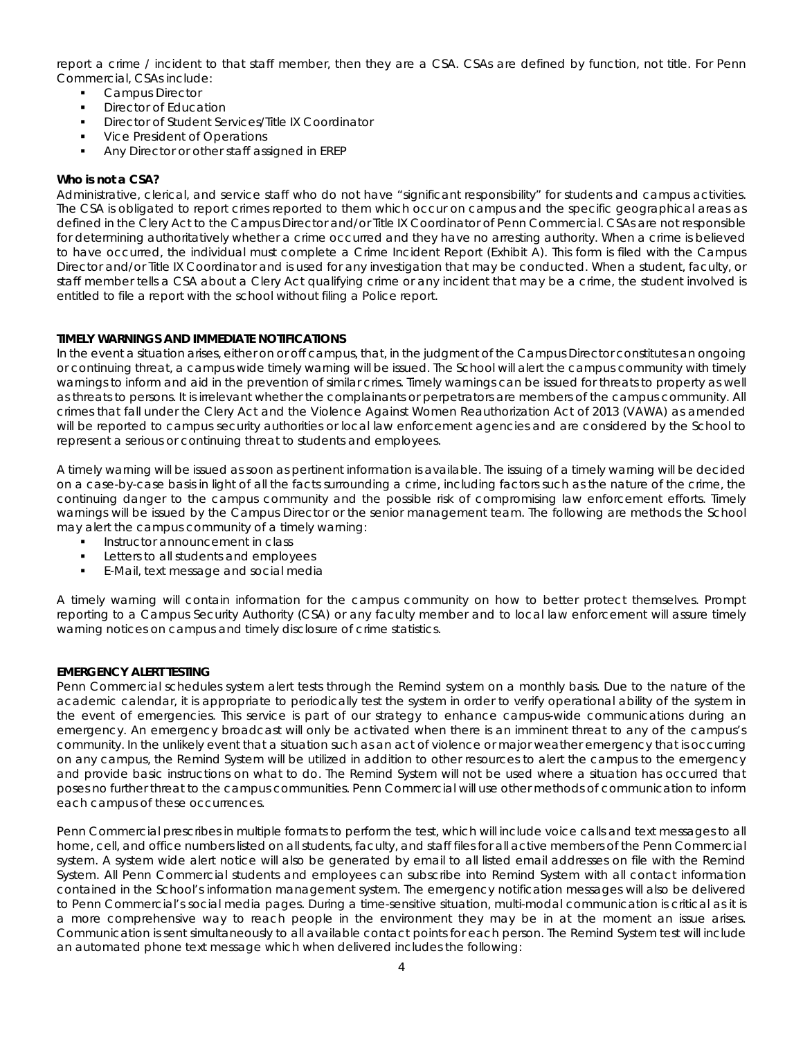report a crime / incident to that staff member, then they are a CSA. CSAs are defined by function, not title. For Penn Commercial, CSAs include:

- Campus Director
- Director of Education
- Director of Student Services/Title IX Coordinator
- Vice President of Operations
- Any Director or other staff assigned in EREP

**Who is not a CSA?**

Administrative, clerical, and service staff who do not have "significant responsibility" for students and campus activities. The CSA is obligated to report crimes reported to them which occur on campus and the specific geographical areas as defined in the Clery Act to the Campus Director and/or Title IX Coordinator of Penn Commercial. CSAs are not responsible for determining authoritatively whether a crime occurred and they have no arresting authority. When a crime is believed to have occurred, the individual must complete a Crime Incident Report (Exhibit A). This form is filed with the Campus Director and/or Title IX Coordinator and is used for any investigation that may be conducted. When a student, faculty, or staff member tells a CSA about a Clery Act qualifying crime or any incident that may be a crime, the student involved is entitled to file a report with the school without filing a Police report.

**TIMELY WARNINGS AND IMMEDIATE NOTIFICATIONS**

In the event a situation arises, either on or off campus, that, in the judgment of the Campus Director constitutes an ongoing or continuing threat, a campus wide timely warning will be issued. The School will alert the campus community with timely warnings to inform and aid in the prevention of similar crimes. Timely warnings can be issued for threats to property as well as threats to persons. It is irrelevant whether the complainants or perpetrators are members of the campus community. All crimes that fall under the Clery Act and the Violence Against Women Reauthorization Act of 2013 (VAWA) as amended will be reported to campus security authorities or local law enforcement agencies and are considered by the School to represent a serious or continuing threat to students and employees.

A timely warning will be issued as soon as pertinent information is available. The issuing of a timely warning will be decided on a case-by-case basis in light of all the facts surrounding a crime, including factors such as the nature of the crime, the continuing danger to the campus community and the possible risk of compromising law enforcement efforts. Timely warnings will be issued by the Campus Director or the senior management team. The following are methods the School may alert the campus community of a timely warning:

- Instructor announcement in class
- Letters to all students and employees
- E-Mail, text message and social media

A timely warning will contain information for the campus community on how to better protect themselves. Prompt reporting to a Campus Security Authority (CSA) or any faculty member and to local law enforcement will assure timely warning notices on campus and timely disclosure of crime statistics.

**EMERGENCY ALERT TESTING**

Penn Commercial schedules system alert tests through the Remind system on a monthly basis. Due to the nature of the academic calendar, it is appropriate to periodically test the system in order to verify operational ability of the system in the event of emergencies. This service is part of our strategy to enhance campus-wide communications during an emergency. An emergency broadcast will only be activated when there is an imminent threat to any of the campus's community. In the unlikely event that a situation such as an act of violence or major weather emergency that is occurring on any campus, the Remind System will be utilized in addition to other resources to alert the campus to the emergency and provide basic instructions on what to do. The Remind System will not be used where a situation has occurred that poses no further threat to the campus communities. Penn Commercial will use other methods of communication to inform each campus of these occurrences.

Penn Commercial prescribes in multiple formats to perform the test, which will include voice calls and text messages to all home, cell, and office numbers listed on all students, faculty, and staff files for all active members of the Penn Commercial system. A system wide alert notice will also be generated by email to all listed email addresses on file with the Remind System. All Penn Commercial students and employees can subscribe into Remind System with all contact information contained in the School's information management system. The emergency notification messages will also be delivered to Penn Commercial's social media pages. During a time-sensitive situation, multi-modal communication is critical as it is a more comprehensive way to reach people in the environment they may be in at the moment an issue arises. Communication is sent simultaneously to all available contact points for each person. The Remind System test will include an automated phone text message which when delivered includes the following: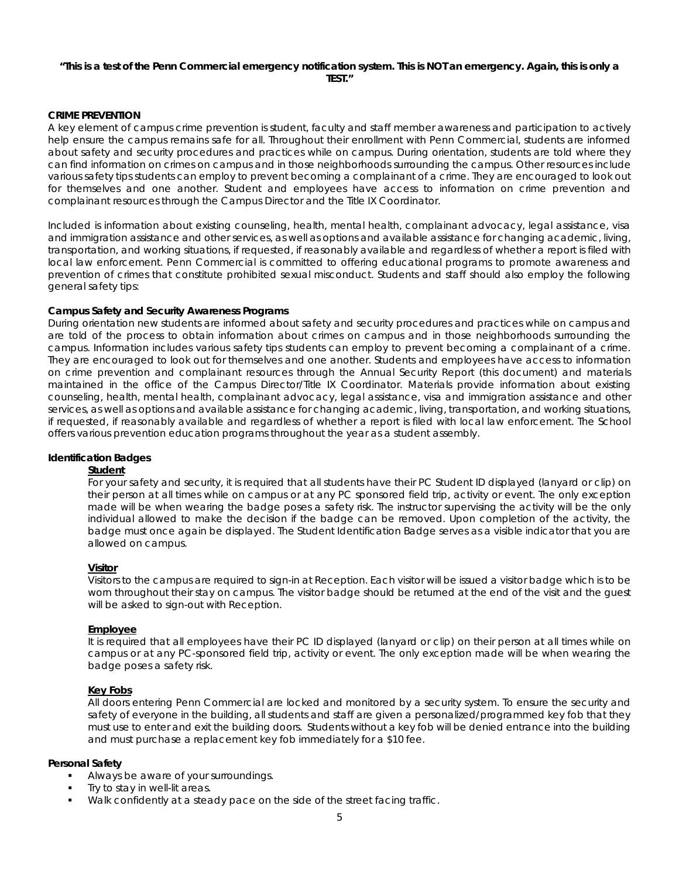**"This is a test of the Penn Commercial emergency notification system. This is NOT an emergency. Again, this is only a TEST."**

**CRIME PREVENTION**

A key element of campus crime prevention is student, faculty and staff member awareness and participation to actively help ensure the campus remains safe for all. Throughout their enrollment with Penn Commercial, students are informed about safety and security procedures and practices while on campus. During orientation, students are told where they can find information on crimes on campus and in those neighborhoods surrounding the campus. Other resources include various safety tips students can employ to prevent becoming a complainant of a crime. They are encouraged to look out for themselves and one another. Student and employees have access to information on crime prevention and complainant resources through the Campus Director and the Title IX Coordinator.

Included is information about existing counseling, health, mental health, complainant advocacy, legal assistance, visa and immigration assistance and other services, as well as options and available assistance for changing academic, living, transportation, and working situations, if requested, if reasonably available and regardless of whether a report is filed with local law enforcement. Penn Commercial is committed to offering educational programs to promote awareness and prevention of crimes that constitute prohibited sexual misconduct. Students and staff should also employ the following general safety tips:

**Campus Safety and Security Awareness Programs**

During orientation new students are informed about safety and security procedures and practices while on campus and are told of the process to obtain information about crimes on campus and in those neighborhoods surrounding the campus. Information includes various safety tips students can employ to prevent becoming a complainant of a crime. They are encouraged to look out for themselves and one another. Students and employees have access to information on crime prevention and complainant resources through the Annual Security Report (this document) and materials maintained in the office of the Campus Director/Title IX Coordinator. Materials provide information about existing counseling, health, mental health, complainant advocacy, legal assistance, visa and immigration assistance and other services, as well as options and available assistance for changing academic, living, transportation, and working situations, if requested, if reasonably available and regardless of whether a report is filed with local law enforcement. The School offers various prevention education programs throughout the year as a student assembly.

**Identification Badges**

**Student**

For your safety and security, it is required that all students have their PC Student ID displayed (lanyard or clip) on their person at all times while on campus or at any PC sponsored field trip, activity or event. The only exception made will be when wearing the badge poses a safety risk. The instructor supervising the activity will be the only individual allowed to make the decision if the badge can be removed. Upon completion of the activity, the badge must once again be displayed. The Student Identification Badge serves as a visible indicator that you are allowed on campus.

**Visitor**

Visitors to the campus are required to sign-in at Reception. Each visitor will be issued a visitor badge which is to be worn throughout their stay on campus. The visitor badge should be returned at the end of the visit and the guest will be asked to sign-out with Reception.

**Employee**

It is required that all employees have their PC ID displayed (lanyard or clip) on their person at all times while on campus or at any PC-sponsored field trip, activity or event. The only exception made will be when wearing the badge poses a safety risk.

**Key Fobs**

All doors entering Penn Commercial are locked and monitored by a security system. To ensure the security and safety of everyone in the building, all students and staff are given a personalized/programmed key fob that they must use to enter and exit the building doors. Students without a key fob will be denied entrance into the building and must purchase a replacement key fob immediately for a $10 fee.

**Personal Safety**

- Always be aware of your surroundings.
- Try to stay in well-lit areas.
- Walk confidently at a steady pace on the side of the street facing traffic.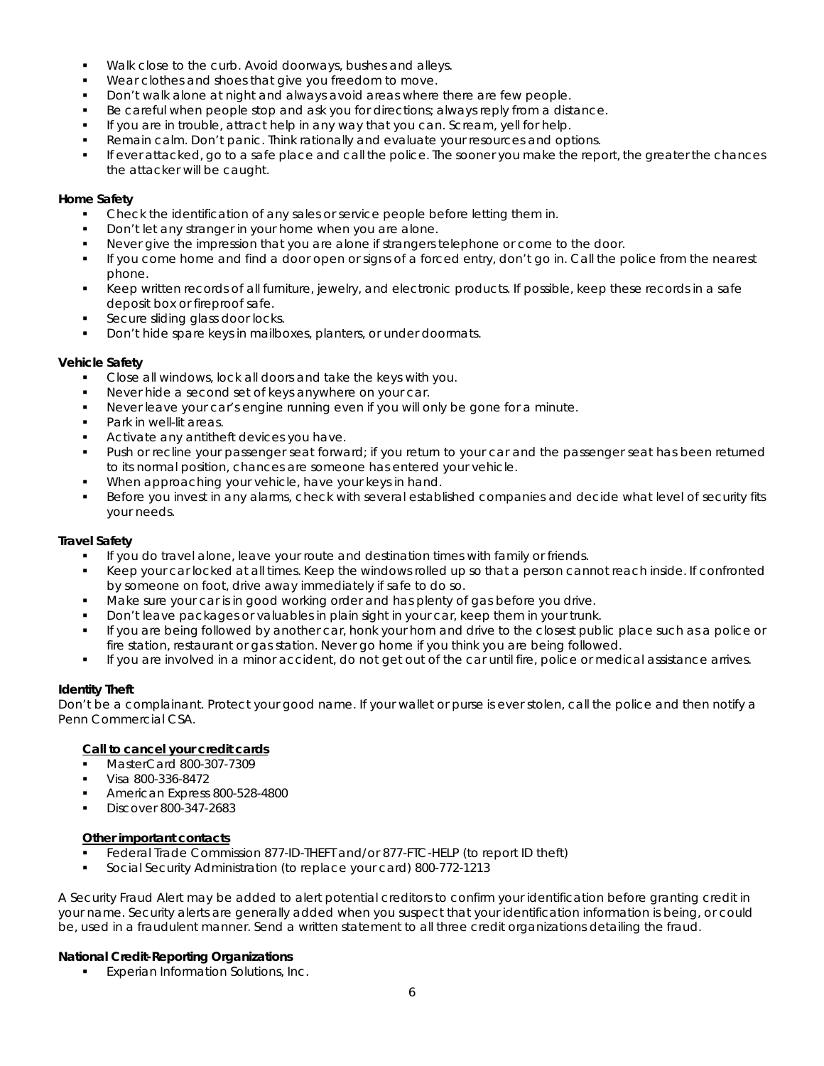- Walk close to the curb. Avoid doorways, bushes and alleys.
- Wear clothes and shoes that give you freedom to move.
- Don't walk alone at night and always avoid areas where there are few people.
- Be careful when people stop and ask you for directions; always reply from a distance.
- If you are in trouble, attract help in any way that you can. Scream, yell for help.
- Remain calm. Don't panic. Think rationally and evaluate your resources and options.
- If ever attacked, go to a safe place and call the police. The sooner you make the report, the greater the chances the attacker will be caught.

**Home Safety**

- Check the identification of any sales or service people before letting them in.
- Don't let any stranger in your home when you are alone.
- Never give the impression that you are alone if strangers telephone or come to the door.
- If you come home and find a door open or signs of a forced entry, don't go in. Call the police from the nearest phone.
- Keep written records of all furniture, jewelry, and electronic products. If possible, keep these records in a safe deposit box or fireproof safe.
- Secure sliding glass door locks.
- Don't hide spare keys in mailboxes, planters, or under doormats.

**Vehicle Safety**

- Close all windows, lock all doors and take the keys with you.
- Never hide a second set of keys anywhere on your car.
- Never leave your car's engine running even if you will only be gone for a minute.
- Park in well-lit areas.
- Activate any antitheft devices you have.
- Push or recline your passenger seat forward; if you return to your car and the passenger seat has been returned to its normal position, chances are someone has entered your vehicle.
- When approaching your vehicle, have your keys in hand.
- Before you invest in any alarms, check with several established companies and decide what level of security fits your needs.

**Travel Safety**

- If you do travel alone, leave your route and destination times with family or friends.
- Keep your car locked at all times. Keep the windows rolled up so that a person cannot reach inside. If confronted by someone on foot, drive away immediately if safe to do so.
- Make sure your car is in good working order and has plenty of gas before you drive.
- Don't leave packages or valuables in plain sight in your car, keep them in your trunk.
- If you are being followed by another car, honk your horn and drive to the closest public place such as a police or fire station, restaurant or gas station. Never go home if you think you are being followed.
- If you are involved in a minor accident, do not get out of the car until fire, police or medical assistance arrives.

**Identity Theft**

Don't be a complainant. Protect your good name. If your wallet or purse is ever stolen, call the police and then notify a Penn Commercial CSA.

**Call to cancel your credit cards**

- MasterCard 800-307-7309
- Visa 800-336-8472
- American Express 800-528-4800
- Discover 800-347-2683

**Other important contacts**

- Federal Trade Commission 877-ID-THEFT and/or 877-FTC-HELP (to report ID theft)
- Social Security Administration (to replace your card) 800-772-1213

A Security Fraud Alert may be added to alert potential creditors to confirm your identification before granting credit in your name. Security alerts are generally added when you suspect that your identification information is being, or could be, used in a fraudulent manner. Send a written statement to all three credit organizations detailing the fraud.

**National Credit-Reporting Organizations**

- Experian Information Solutions, Inc.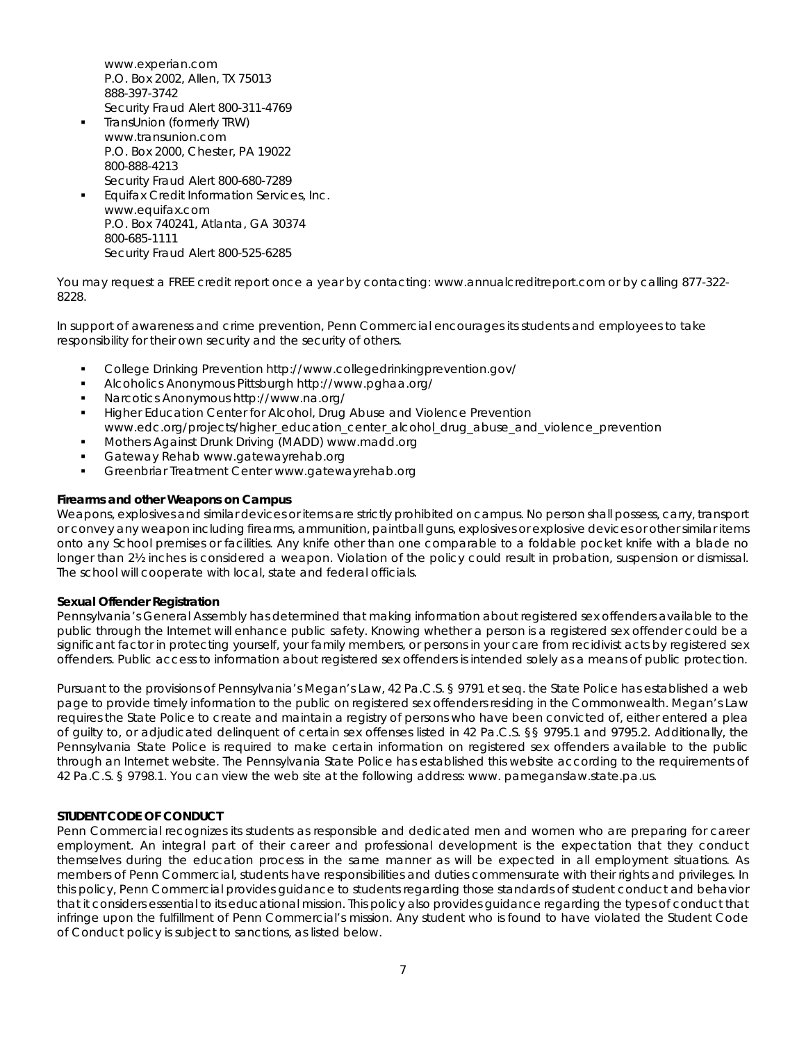www.experian.com
P.O. Box 2002, Allen, TX 75013
888-397-3742
Security Fraud Alert 800-311-4769

- TransUnion (formerly TRW)
  www.transunion.com
  P.O. Box 2000, Chester, PA 19022
  800-888-4213
  Security Fraud Alert 800-680-7289
- Equifax Credit Information Services, Inc.
  www.equifax.com
  P.O. Box 740241, Atlanta, GA 30374
  800-685-1111
  Security Fraud Alert 800-525-6285

You may request a FREE credit report once a year by contacting: www.annualcreditreport.com or by calling 877-322-8228.

In support of awareness and crime prevention, Penn Commercial encourages its students and employees to take responsibility for their own security and the security of others.

- College Drinking Prevention http://www.collegedrinkingprevention.gov/
- Alcoholics Anonymous Pittsburgh http://www.pghaa.org/
- Narcotics Anonymous http://www.na.org/
- Higher Education Center for Alcohol, Drug Abuse and Violence Prevention www.edc.org/projects/higher_education_center_alcohol_drug_abuse_and_violence_prevention
- Mothers Against Drunk Driving (MADD) www.madd.org
- Gateway Rehab www.gatewayrehab.org
- Greenbriar Treatment Center www.gatewayrehab.org

**Firearms and other Weapons on Campus**

Weapons, explosives and similar devices or items are strictly prohibited on campus. No person shall possess, carry, transport or convey any weapon including firearms, ammunition, paintball guns, explosives or explosive devices or other similar items onto any School premises or facilities. Any knife other than one comparable to a foldable pocket knife with a blade no longer than 2½ inches is considered a weapon. Violation of the policy could result in probation, suspension or dismissal. The school will cooperate with local, state and federal officials.

**Sexual Offender Registration**

Pennsylvania's General Assembly has determined that making information about registered sex offenders available to the public through the Internet will enhance public safety. Knowing whether a person is a registered sex offender could be a significant factor in protecting yourself, your family members, or persons in your care from recidivist acts by registered sex offenders. Public access to information about registered sex offenders is intended solely as a means of public protection.

Pursuant to the provisions of Pennsylvania's Megan's Law, 42 Pa.C.S. § 9791 et seq. the State Police has established a web page to provide timely information to the public on registered sex offenders residing in the Commonwealth. Megan's Law requires the State Police to create and maintain a registry of persons who have been convicted of, either entered a plea of guilty to, or adjudicated delinquent of certain sex offenses listed in 42 Pa.C.S. §§ 9795.1 and 9795.2. Additionally, the Pennsylvania State Police is required to make certain information on registered sex offenders available to the public through an Internet website. The Pennsylvania State Police has established this website according to the requirements of 42 Pa.C.S. § 9798.1. You can view the web site at the following address: www. pameganslaw.state.pa.us.

**STUDENT CODE OF CONDUCT**

Penn Commercial recognizes its students as responsible and dedicated men and women who are preparing for career employment. An integral part of their career and professional development is the expectation that they conduct themselves during the education process in the same manner as will be expected in all employment situations. As members of Penn Commercial, students have responsibilities and duties commensurate with their rights and privileges. In this policy, Penn Commercial provides guidance to students regarding those standards of student conduct and behavior that it considers essential to its educational mission. This policy also provides guidance regarding the types of conduct that infringe upon the fulfillment of Penn Commercial's mission. Any student who is found to have violated the Student Code of Conduct policy is subject to sanctions, as listed below.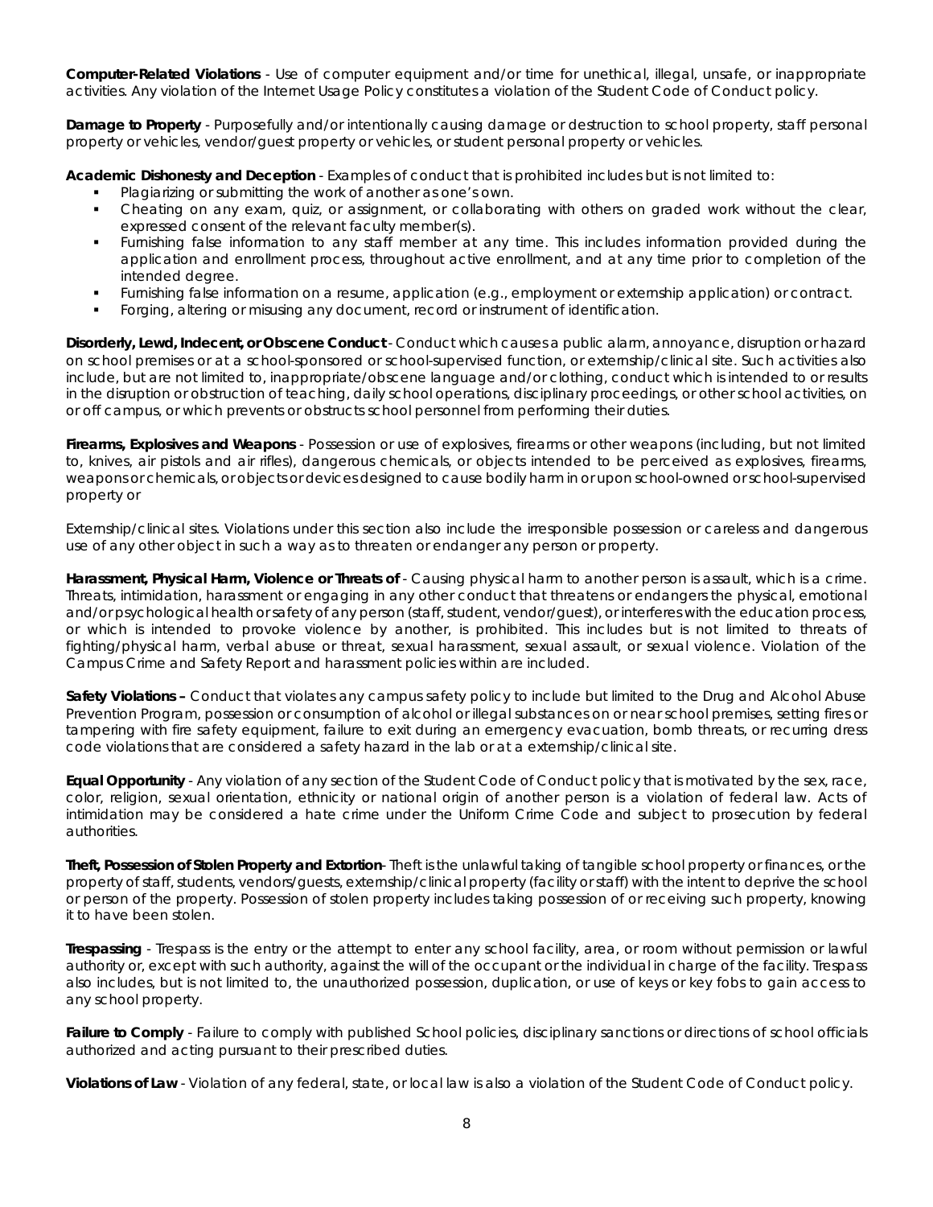**Computer-Related Violations** - Use of computer equipment and/or time for unethical, illegal, unsafe, or inappropriate activities. Any violation of the Internet Usage Policy constitutes a violation of the Student Code of Conduct policy.

**Damage to Property** - Purposefully and/or intentionally causing damage or destruction to school property, staff personal property or vehicles, vendor/guest property or vehicles, or student personal property or vehicles.

**Academic Dishonesty and Deception** - Examples of conduct that is prohibited includes but is not limited to:

- Plagiarizing or submitting the work of another as one's own.
- Cheating on any exam, quiz, or assignment, or collaborating with others on graded work without the clear, expressed consent of the relevant faculty member(s).
- Furnishing false information to any staff member at any time. This includes information provided during the application and enrollment process, throughout active enrollment, and at any time prior to completion of the intended degree.
- Furnishing false information on a resume, application (e.g., employment or externship application) or contract.
- Forging, altering or misusing any document, record or instrument of identification.

**Disorderly, Lewd, Indecent, or Obscene Conduct** - Conduct which causes a public alarm, annoyance, disruption or hazard on school premises or at a school-sponsored or school-supervised function, or externship/clinical site. Such activities also include, but are not limited to, inappropriate/obscene language and/or clothing, conduct which is intended to or results in the disruption or obstruction of teaching, daily school operations, disciplinary proceedings, or other school activities, on or off campus, or which prevents or obstructs school personnel from performing their duties.

**Firearms, Explosives and Weapons** - Possession or use of explosives, firearms or other weapons (including, but not limited to, knives, air pistols and air rifles), dangerous chemicals, or objects intended to be perceived as explosives, firearms, weapons or chemicals, or objects or devices designed to cause bodily harm in or upon school-owned or school-supervised property or

Externship/clinical sites. Violations under this section also include the irresponsible possession or careless and dangerous use of any other object in such a way as to threaten or endanger any person or property.

**Harassment, Physical Harm, Violence or Threats of** - Causing physical harm to another person is assault, which is a crime. Threats, intimidation, harassment or engaging in any other conduct that threatens or endangers the physical, emotional and/or psychological health or safety of any person (staff, student, vendor/guest), or interferes with the education process, or which is intended to provoke violence by another, is prohibited. This includes but is not limited to threats of fighting/physical harm, verbal abuse or threat, sexual harassment, sexual assault, or sexual violence. Violation of the Campus Crime and Safety Report and harassment policies within are included.

**Safety Violations –** Conduct that violates any campus safety policy to include but limited to the Drug and Alcohol Abuse Prevention Program, possession or consumption of alcohol or illegal substances on or near school premises, setting fires or tampering with fire safety equipment, failure to exit during an emergency evacuation, bomb threats, or recurring dress code violations that are considered a safety hazard in the lab or at a externship/clinical site.

**Equal Opportunity** - Any violation of any section of the Student Code of Conduct policy that is motivated by the sex, race, color, religion, sexual orientation, ethnicity or national origin of another person is a violation of federal law. Acts of intimidation may be considered a hate crime under the Uniform Crime Code and subject to prosecution by federal authorities.

**Theft, Possession of Stolen Property and Extortion**- Theft is the unlawful taking of tangible school property or finances, or the property of staff, students, vendors/guests, externship/clinical property (facility or staff) with the intent to deprive the school or person of the property. Possession of stolen property includes taking possession of or receiving such property, knowing it to have been stolen.

**Trespassing** - Trespass is the entry or the attempt to enter any school facility, area, or room without permission or lawful authority or, except with such authority, against the will of the occupant or the individual in charge of the facility. Trespass also includes, but is not limited to, the unauthorized possession, duplication, or use of keys or key fobs to gain access to any school property.

**Failure to Comply** - Failure to comply with published School policies, disciplinary sanctions or directions of school officials authorized and acting pursuant to their prescribed duties.

**Violations of Law** - Violation of any federal, state, or local law is also a violation of the Student Code of Conduct policy.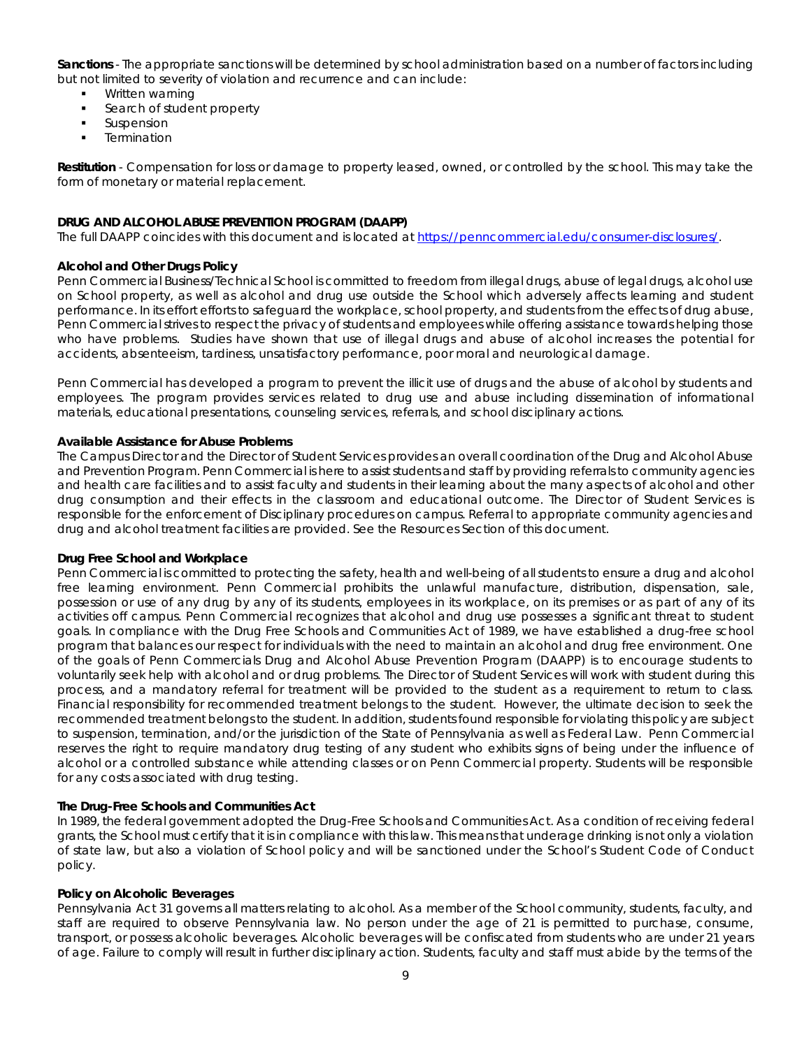**Sanctions** - The appropriate sanctions will be determined by school administration based on a number of factors including but not limited to severity of violation and recurrence and can include:

- Written warning
- Search of student property
- Suspension
- Termination

**Restitution** - Compensation for loss or damage to property leased, owned, or controlled by the school. This may take the form of monetary or material replacement.

**DRUG AND ALCOHOL ABUSE PREVENTION PROGRAM (DAAPP)**

The full DAAPP coincides with this document and is located at https://penncommercial.edu/consumer-disclosures/.

**Alcohol and Other Drugs Policy**

Penn Commercial Business/Technical School is committed to freedom from illegal drugs, abuse of legal drugs, alcohol use on School property, as well as alcohol and drug use outside the School which adversely affects learning and student performance. In its effort efforts to safeguard the workplace, school property, and students from the effects of drug abuse, Penn Commercial strives to respect the privacy of students and employees while offering assistance towards helping those who have problems. Studies have shown that use of illegal drugs and abuse of alcohol increases the potential for accidents, absenteeism, tardiness, unsatisfactory performance, poor moral and neurological damage.

Penn Commercial has developed a program to prevent the illicit use of drugs and the abuse of alcohol by students and employees. The program provides services related to drug use and abuse including dissemination of informational materials, educational presentations, counseling services, referrals, and school disciplinary actions.

**Available Assistance for Abuse Problems**

The Campus Director and the Director of Student Services provides an overall coordination of the Drug and Alcohol Abuse and Prevention Program. Penn Commercial is here to assist students and staff by providing referrals to community agencies and health care facilities and to assist faculty and students in their learning about the many aspects of alcohol and other drug consumption and their effects in the classroom and educational outcome. The Director of Student Services is responsible for the enforcement of Disciplinary procedures on campus. Referral to appropriate community agencies and drug and alcohol treatment facilities are provided. See the Resources Section of this document.

**Drug Free School and Workplace**

Penn Commercial is committed to protecting the safety, health and well-being of all students to ensure a drug and alcohol free learning environment. Penn Commercial prohibits the unlawful manufacture, distribution, dispensation, sale, possession or use of any drug by any of its students, employees in its workplace, on its premises or as part of any of its activities off campus. Penn Commercial recognizes that alcohol and drug use possesses a significant threat to student goals. In compliance with the Drug Free Schools and Communities Act of 1989, we have established a drug-free school program that balances our respect for individuals with the need to maintain an alcohol and drug free environment. One of the goals of Penn Commercials Drug and Alcohol Abuse Prevention Program (DAAPP) is to encourage students to voluntarily seek help with alcohol and or drug problems. The Director of Student Services will work with student during this process, and a mandatory referral for treatment will be provided to the student as a requirement to return to class. Financial responsibility for recommended treatment belongs to the student. However, the ultimate decision to seek the recommended treatment belongs to the student. In addition, students found responsible for violating this policy are subject to suspension, termination, and/or the jurisdiction of the State of Pennsylvania as well as Federal Law. Penn Commercial reserves the right to require mandatory drug testing of any student who exhibits signs of being under the influence of alcohol or a controlled substance while attending classes or on Penn Commercial property. Students will be responsible for any costs associated with drug testing.

**The Drug-Free Schools and Communities Act**

In 1989, the federal government adopted the Drug-Free Schools and Communities Act. As a condition of receiving federal grants, the School must certify that it is in compliance with this law. This means that underage drinking is not only a violation of state law, but also a violation of School policy and will be sanctioned under the School's Student Code of Conduct policy.

**Policy on Alcoholic Beverages**

Pennsylvania Act 31 governs all matters relating to alcohol. As a member of the School community, students, faculty, and staff are required to observe Pennsylvania law. No person under the age of 21 is permitted to purchase, consume, transport, or possess alcoholic beverages. Alcoholic beverages will be confiscated from students who are under 21 years of age. Failure to comply will result in further disciplinary action. Students, faculty and staff must abide by the terms of the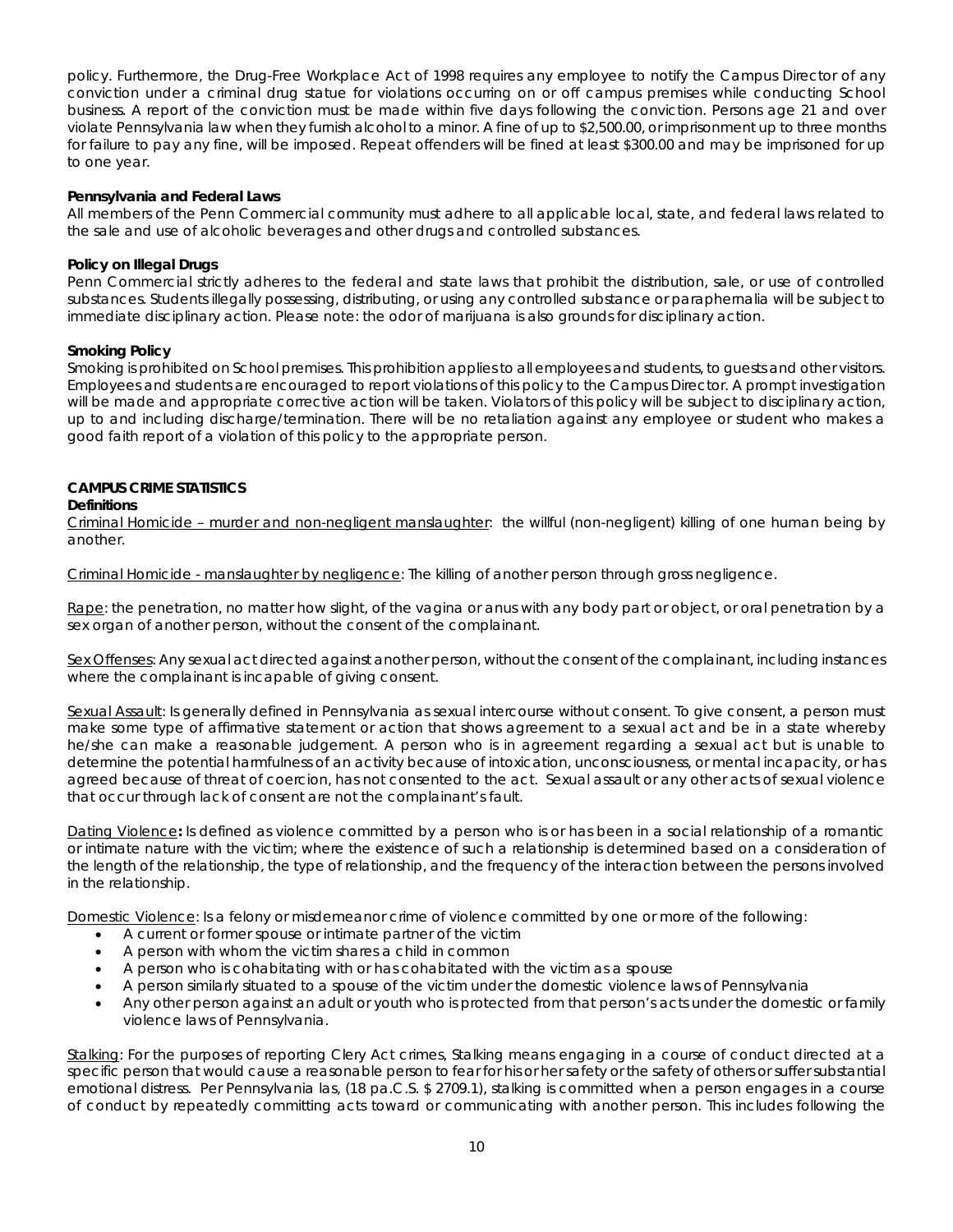policy. Furthermore, the Drug-Free Workplace Act of 1998 requires any employee to notify the Campus Director of any conviction under a criminal drug statue for violations occurring on or off campus premises while conducting School business. A report of the conviction must be made within five days following the conviction. Persons age 21 and over violate Pennsylvania law when they furnish alcohol to a minor. A fine of up to $2,500.00, or imprisonment up to three months for failure to pay any fine, will be imposed. Repeat offenders will be fined at least $300.00 and may be imprisoned for up to one year.

**Pennsylvania and Federal Laws**

All members of the Penn Commercial community must adhere to all applicable local, state, and federal laws related to the sale and use of alcoholic beverages and other drugs and controlled substances.

**Policy on Illegal Drugs**

Penn Commercial strictly adheres to the federal and state laws that prohibit the distribution, sale, or use of controlled substances. Students illegally possessing, distributing, or using any controlled substance or paraphernalia will be subject to immediate disciplinary action. Please note: the odor of marijuana is also grounds for disciplinary action.

**Smoking Policy**

Smoking is prohibited on School premises. This prohibition applies to all employees and students, to guests and other visitors. Employees and students are encouraged to report violations of this policy to the Campus Director. A prompt investigation will be made and appropriate corrective action will be taken. Violators of this policy will be subject to disciplinary action, up to and including discharge/termination. There will be no retaliation against any employee or student who makes a good faith report of a violation of this policy to the appropriate person.

**CAMPUS CRIME STATISTICS**

**Definitions**

Criminal Homicide – murder and non-negligent manslaughter: the willful (non-negligent) killing of one human being by another.

Criminal Homicide - manslaughter by negligence: The killing of another person through gross negligence.

Rape: the penetration, no matter how slight, of the vagina or anus with any body part or object, or oral penetration by a sex organ of another person, without the consent of the complainant.

Sex Offenses: Any sexual act directed against another person, without the consent of the complainant, including instances where the complainant is incapable of giving consent.

Sexual Assault: Is generally defined in Pennsylvania as sexual intercourse without consent. To give consent, a person must make some type of affirmative statement or action that shows agreement to a sexual act and be in a state whereby he/she can make a reasonable judgement. A person who is in agreement regarding a sexual act but is unable to determine the potential harmfulness of an activity because of intoxication, unconsciousness, or mental incapacity, or has agreed because of threat of coercion, has not consented to the act. Sexual assault or any other acts of sexual violence that occur through lack of consent are not the complainant's fault.

Dating Violence**:** Is defined as violence committed by a person who is or has been in a social relationship of a romantic or intimate nature with the victim; where the existence of such a relationship is determined based on a consideration of the length of the relationship, the type of relationship, and the frequency of the interaction between the persons involved in the relationship.

Domestic Violence: Is a felony or misdemeanor crime of violence committed by one or more of the following:

- A current or former spouse or intimate partner of the victim
- A person with whom the victim shares a child in common
- A person who is cohabitating with or has cohabitated with the victim as a spouse
- A person similarly situated to a spouse of the victim under the domestic violence laws of Pennsylvania
- Any other person against an adult or youth who is protected from that person's acts under the domestic or family violence laws of Pennsylvania.

Stalking: For the purposes of reporting Clery Act crimes, Stalking means engaging in a course of conduct directed at a specific person that would cause a reasonable person to fear for his or her safety or the safety of others or suffer substantial emotional distress. Per Pennsylvania las, (18 pa.C.S. $ 2709.1), stalking is committed when a person engages in a course of conduct by repeatedly committing acts toward or communicating with another person. This includes following the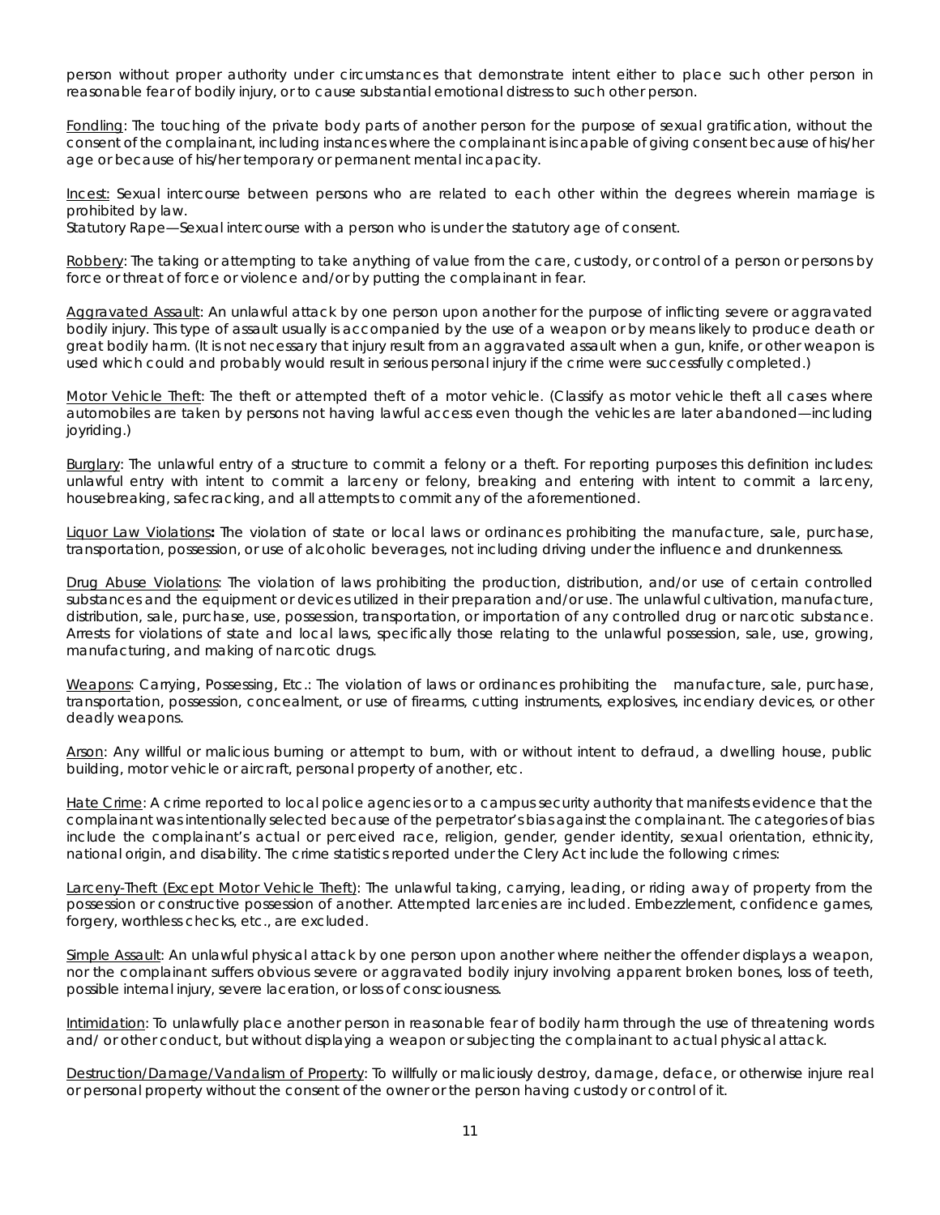person without proper authority under circumstances that demonstrate intent either to place such other person in reasonable fear of bodily injury, or to cause substantial emotional distress to such other person.

Fondling: The touching of the private body parts of another person for the purpose of sexual gratification, without the consent of the complainant, including instances where the complainant is incapable of giving consent because of his/her age or because of his/her temporary or permanent mental incapacity.

Incest: Sexual intercourse between persons who are related to each other within the degrees wherein marriage is prohibited by law.
Statutory Rape—Sexual intercourse with a person who is under the statutory age of consent.

Robbery: The taking or attempting to take anything of value from the care, custody, or control of a person or persons by force or threat of force or violence and/or by putting the complainant in fear.

Aggravated Assault: An unlawful attack by one person upon another for the purpose of inflicting severe or aggravated bodily injury. This type of assault usually is accompanied by the use of a weapon or by means likely to produce death or great bodily harm. (It is not necessary that injury result from an aggravated assault when a gun, knife, or other weapon is used which could and probably would result in serious personal injury if the crime were successfully completed.)

Motor Vehicle Theft: The theft or attempted theft of a motor vehicle. (Classify as motor vehicle theft all cases where automobiles are taken by persons not having lawful access even though the vehicles are later abandoned—including joyriding.)

Burglary: The unlawful entry of a structure to commit a felony or a theft. For reporting purposes this definition includes: unlawful entry with intent to commit a larceny or felony, breaking and entering with intent to commit a larceny, housebreaking, safecracking, and all attempts to commit any of the aforementioned.

Liquor Law Violations**:** The violation of state or local laws or ordinances prohibiting the manufacture, sale, purchase, transportation, possession, or use of alcoholic beverages, not including driving under the influence and drunkenness.

Drug Abuse Violations: The violation of laws prohibiting the production, distribution, and/or use of certain controlled substances and the equipment or devices utilized in their preparation and/or use. The unlawful cultivation, manufacture, distribution, sale, purchase, use, possession, transportation, or importation of any controlled drug or narcotic substance. Arrests for violations of state and local laws, specifically those relating to the unlawful possession, sale, use, growing, manufacturing, and making of narcotic drugs.

Weapons: Carrying, Possessing, Etc.: The violation of laws or ordinances prohibiting the manufacture, sale, purchase, transportation, possession, concealment, or use of firearms, cutting instruments, explosives, incendiary devices, or other deadly weapons.

Arson: Any willful or malicious burning or attempt to burn, with or without intent to defraud, a dwelling house, public building, motor vehicle or aircraft, personal property of another, etc.

Hate Crime: A crime reported to local police agencies or to a campus security authority that manifests evidence that the complainant was intentionally selected because of the perpetrator's bias against the complainant. The categories of bias include the complainant's actual or perceived race, religion, gender, gender identity, sexual orientation, ethnicity, national origin, and disability. The crime statistics reported under the Clery Act include the following crimes:

Larceny-Theft (Except Motor Vehicle Theft): The unlawful taking, carrying, leading, or riding away of property from the possession or constructive possession of another. Attempted larcenies are included. Embezzlement, confidence games, forgery, worthless checks, etc., are excluded.

Simple Assault: An unlawful physical attack by one person upon another where neither the offender displays a weapon, nor the complainant suffers obvious severe or aggravated bodily injury involving apparent broken bones, loss of teeth, possible internal injury, severe laceration, or loss of consciousness.

Intimidation: To unlawfully place another person in reasonable fear of bodily harm through the use of threatening words and/ or other conduct, but without displaying a weapon or subjecting the complainant to actual physical attack.

Destruction/Damage/Vandalism of Property: To willfully or maliciously destroy, damage, deface, or otherwise injure real or personal property without the consent of the owner or the person having custody or control of it.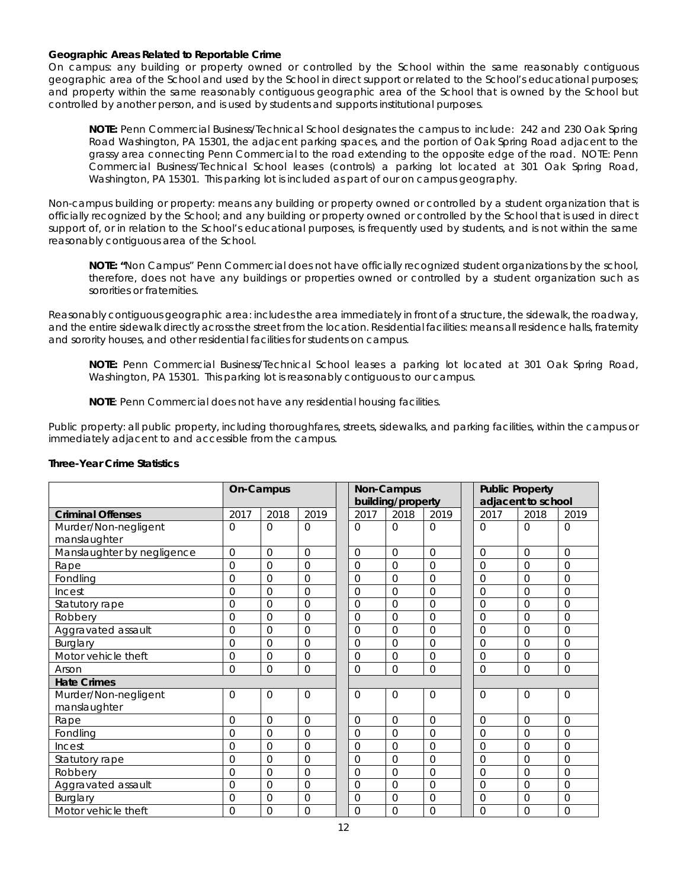**Geographic Areas Related to Reportable Crime**

On campus: any building or property owned or controlled by the School within the same reasonably contiguous geographic area of the School and used by the School in direct support or related to the School's educational purposes; and property within the same reasonably contiguous geographic area of the School that is owned by the School but controlled by another person, and is used by students and supports institutional purposes.

> **NOTE:** Penn Commercial Business/Technical School designates the campus to include: 242 and 230 Oak Spring Road Washington, PA 15301, the adjacent parking spaces, and the portion of Oak Spring Road adjacent to the grassy area connecting Penn Commercial to the road extending to the opposite edge of the road. NOTE: Penn Commercial Business/Technical School leases (controls) a parking lot located at 301 Oak Spring Road, Washington, PA 15301. This parking lot is included as part of our on campus geography.

Non-campus building or property: means any building or property owned or controlled by a student organization that is officially recognized by the School; and any building or property owned or controlled by the School that is used in direct support of, or in relation to the School's educational purposes, is frequently used by students, and is not within the same reasonably contiguous area of the School.

> **NOTE: "**Non Campus" Penn Commercial does not have officially recognized student organizations by the school, therefore, does not have any buildings or properties owned or controlled by a student organization such as sororities or fraternities.

Reasonably contiguous geographic area: includes the area immediately in front of a structure, the sidewalk, the roadway, and the entire sidewalk directly across the street from the location. Residential facilities: means all residence halls, fraternity and sorority houses, and other residential facilities for students on campus.

> **NOTE:** Penn Commercial Business/Technical School leases a parking lot located at 301 Oak Spring Road, Washington, PA 15301. This parking lot is reasonably contiguous to our campus.
>
> **NOTE**: Penn Commercial does not have any residential housing facilities.

Public property: all public property, including thoroughfares, streets, sidewalks, and parking facilities, within the campus or immediately adjacent to and accessible from the campus.

**Three-Year Crime Statistics**

| | On-Campus | | | Non-Campus building/property | | | Public Property adjacent to school | | |
|---|---|---|---|---|---|---|---|---|---|
| **Criminal Offenses** | 2017 | 2018 | 2019 | 2017 | 2018 | 2019 | 2017 | 2018 | 2019 |
| Murder/Non-negligent manslaughter | 0 | 0 | 0 | 0 | 0 | 0 | 0 | 0 | 0 |
| Manslaughter by negligence | 0 | 0 | 0 | 0 | 0 | 0 | 0 | 0 | 0 |
| Rape | 0 | 0 | 0 | 0 | 0 | 0 | 0 | 0 | 0 |
| Fondling | 0 | 0 | 0 | 0 | 0 | 0 | 0 | 0 | 0 |
| Incest | 0 | 0 | 0 | 0 | 0 | 0 | 0 | 0 | 0 |
| Statutory rape | 0 | 0 | 0 | 0 | 0 | 0 | 0 | 0 | 0 |
| Robbery | 0 | 0 | 0 | 0 | 0 | 0 | 0 | 0 | 0 |
| Aggravated assault | 0 | 0 | 0 | 0 | 0 | 0 | 0 | 0 | 0 |
| Burglary | 0 | 0 | 0 | 0 | 0 | 0 | 0 | 0 | 0 |
| Motor vehicle theft | 0 | 0 | 0 | 0 | 0 | 0 | 0 | 0 | 0 |
| Arson | 0 | 0 | 0 | 0 | 0 | 0 | 0 | 0 | 0 |
| **Hate Crimes** | | | | | | | | | |
| Murder/Non-negligent manslaughter | 0 | 0 | 0 | 0 | 0 | 0 | 0 | 0 | 0 |
| Rape | 0 | 0 | 0 | 0 | 0 | 0 | 0 | 0 | 0 |
| Fondling | 0 | 0 | 0 | 0 | 0 | 0 | 0 | 0 | 0 |
| Incest | 0 | 0 | 0 | 0 | 0 | 0 | 0 | 0 | 0 |
| Statutory rape | 0 | 0 | 0 | 0 | 0 | 0 | 0 | 0 | 0 |
| Robbery | 0 | 0 | 0 | 0 | 0 | 0 | 0 | 0 | 0 |
| Aggravated assault | 0 | 0 | 0 | 0 | 0 | 0 | 0 | 0 | 0 |
| Burglary | 0 | 0 | 0 | 0 | 0 | 0 | 0 | 0 | 0 |
| Motor vehicle theft | 0 | 0 | 0 | 0 | 0 | 0 | 0 | 0 | 0 |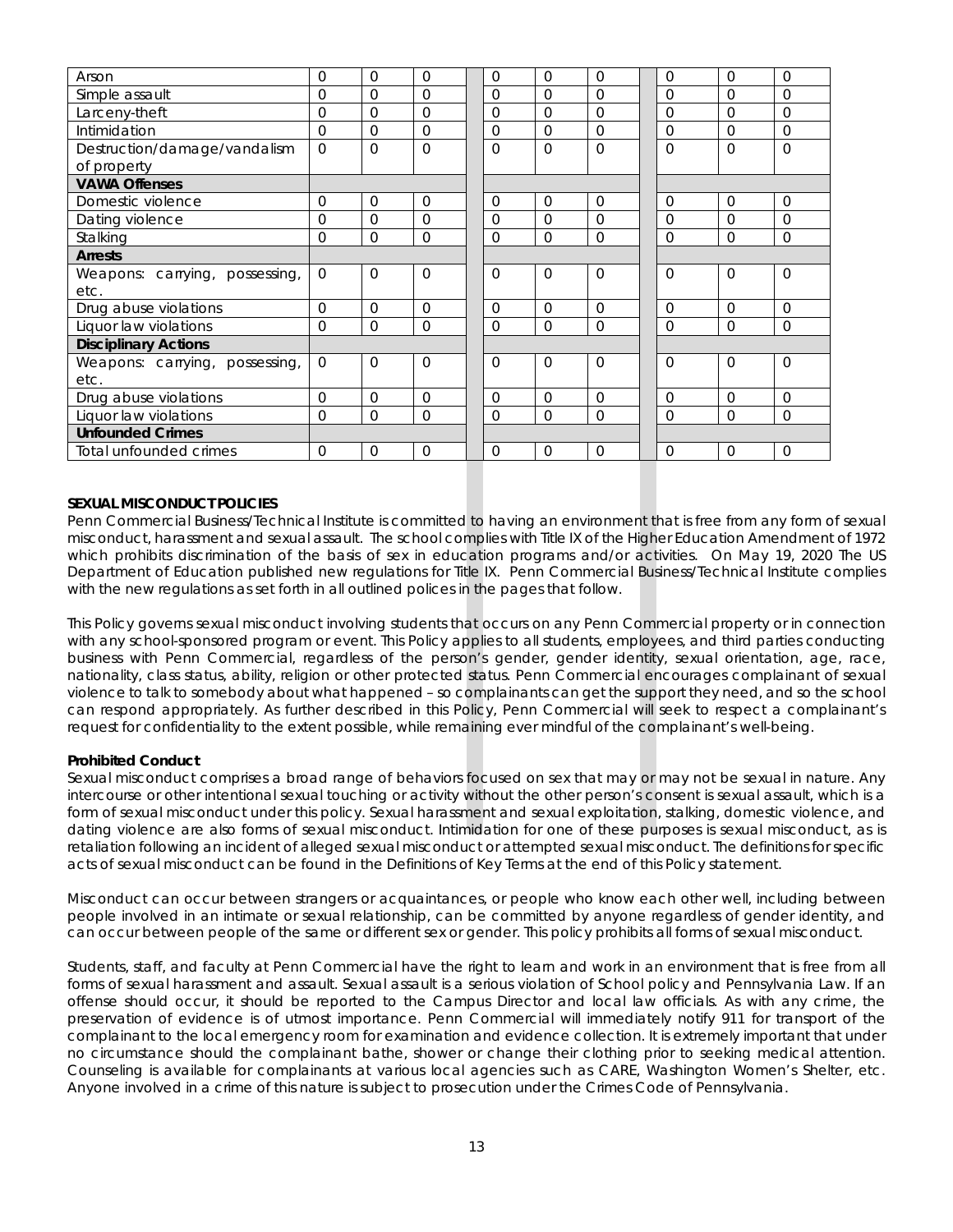| | | | | | | | | | |
|---|---|---|---|---|---|---|---|---|---|
| Arson | 0 | 0 | 0 | 0 | 0 | 0 | 0 | 0 | 0 |
| Simple assault | 0 | 0 | 0 | 0 | 0 | 0 | 0 | 0 | 0 |
| Larceny-theft | 0 | 0 | 0 | 0 | 0 | 0 | 0 | 0 | 0 |
| Intimidation | 0 | 0 | 0 | 0 | 0 | 0 | 0 | 0 | 0 |
| Destruction/damage/vandalism of property | 0 | 0 | 0 | 0 | 0 | 0 | 0 | 0 | 0 |
| **VAWA Offenses** | | | | | | | | | |
| Domestic violence | 0 | 0 | 0 | 0 | 0 | 0 | 0 | 0 | 0 |
| Dating violence | 0 | 0 | 0 | 0 | 0 | 0 | 0 | 0 | 0 |
| Stalking | 0 | 0 | 0 | 0 | 0 | 0 | 0 | 0 | 0 |
| **Arrests** | | | | | | | | | |
| Weapons: carrying, possessing, etc. | 0 | 0 | 0 | 0 | 0 | 0 | 0 | 0 | 0 |
| Drug abuse violations | 0 | 0 | 0 | 0 | 0 | 0 | 0 | 0 | 0 |
| Liquor law violations | 0 | 0 | 0 | 0 | 0 | 0 | 0 | 0 | 0 |
| **Disciplinary Actions** | | | | | | | | | |
| Weapons: carrying, possessing, etc. | 0 | 0 | 0 | 0 | 0 | 0 | 0 | 0 | 0 |
| Drug abuse violations | 0 | 0 | 0 | 0 | 0 | 0 | 0 | 0 | 0 |
| Liquor law violations | 0 | 0 | 0 | 0 | 0 | 0 | 0 | 0 | 0 |
| **Unfounded Crimes** | | | | | | | | | |
| Total unfounded crimes | 0 | 0 | 0 | 0 | 0 | 0 | 0 | 0 | 0 |

**SEXUAL MISCONDUCT POLICIES**

Penn Commercial Business/Technical Institute is committed to having an environment that is free from any form of sexual misconduct, harassment and sexual assault. The school complies with Title IX of the Higher Education Amendment of 1972 which prohibits discrimination of the basis of sex in education programs and/or activities. On May 19, 2020 The US Department of Education published new regulations for Title IX. Penn Commercial Business/Technical Institute complies with the new regulations as set forth in all outlined polices in the pages that follow.

This Policy governs sexual misconduct involving students that occurs on any Penn Commercial property or in connection with any school-sponsored program or event. This Policy applies to all students, employees, and third parties conducting business with Penn Commercial, regardless of the person's gender, gender identity, sexual orientation, age, race, nationality, class status, ability, religion or other protected status. Penn Commercial encourages complainant of sexual violence to talk to somebody about what happened – so complainants can get the support they need, and so the school can respond appropriately. As further described in this Policy, Penn Commercial will seek to respect a complainant's request for confidentiality to the extent possible, while remaining ever mindful of the complainant's well-being.

**Prohibited Conduct**

Sexual misconduct comprises a broad range of behaviors focused on sex that may or may not be sexual in nature. Any intercourse or other intentional sexual touching or activity without the other person's consent is sexual assault, which is a form of sexual misconduct under this policy. Sexual harassment and sexual exploitation, stalking, domestic violence, and dating violence are also forms of sexual misconduct. Intimidation for one of these purposes is sexual misconduct, as is retaliation following an incident of alleged sexual misconduct or attempted sexual misconduct. The definitions for specific acts of sexual misconduct can be found in the Definitions of Key Terms at the end of this Policy statement.

Misconduct can occur between strangers or acquaintances, or people who know each other well, including between people involved in an intimate or sexual relationship, can be committed by anyone regardless of gender identity, and can occur between people of the same or different sex or gender. This policy prohibits all forms of sexual misconduct.

Students, staff, and faculty at Penn Commercial have the right to learn and work in an environment that is free from all forms of sexual harassment and assault. Sexual assault is a serious violation of School policy and Pennsylvania Law. If an offense should occur, it should be reported to the Campus Director and local law officials. As with any crime, the preservation of evidence is of utmost importance. Penn Commercial will immediately notify 911 for transport of the complainant to the local emergency room for examination and evidence collection. It is extremely important that under no circumstance should the complainant bathe, shower or change their clothing prior to seeking medical attention. Counseling is available for complainants at various local agencies such as CARE, Washington Women's Shelter, etc. Anyone involved in a crime of this nature is subject to prosecution under the Crimes Code of Pennsylvania.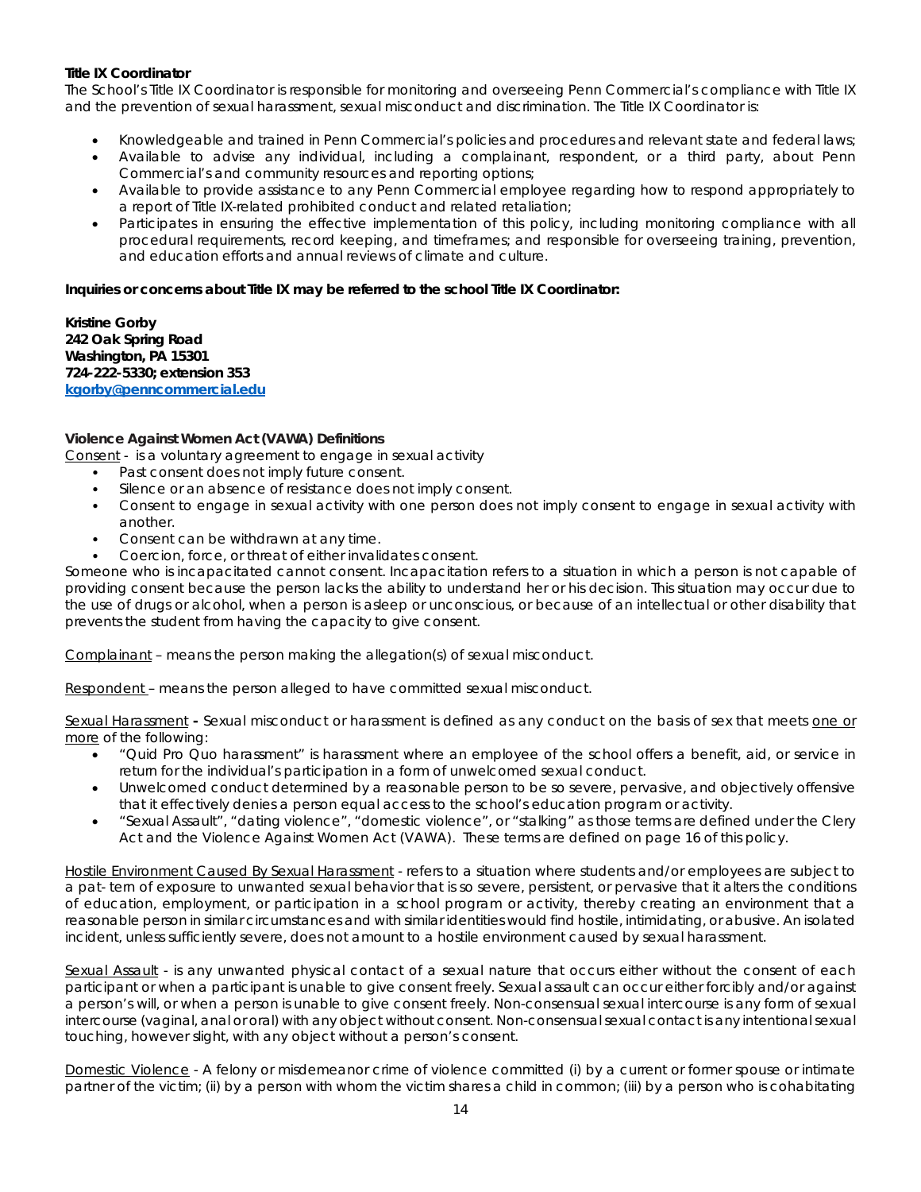**Title IX Coordinator**

The School's Title IX Coordinator is responsible for monitoring and overseeing Penn Commercial's compliance with Title IX and the prevention of sexual harassment, sexual misconduct and discrimination. The Title IX Coordinator is:

- Knowledgeable and trained in Penn Commercial's policies and procedures and relevant state and federal laws;
- Available to advise any individual, including a complainant, respondent, or a third party, about Penn Commercial's and community resources and reporting options;
- Available to provide assistance to any Penn Commercial employee regarding how to respond appropriately to a report of Title IX-related prohibited conduct and related retaliation;
- Participates in ensuring the effective implementation of this policy, including monitoring compliance with all procedural requirements, record keeping, and timeframes; and responsible for overseeing training, prevention, and education efforts and annual reviews of climate and culture.

**Inquiries or concerns about Title IX may be referred to the school Title IX Coordinator:**

**Kristine Gorby**
**242 Oak Spring Road**
**Washington, PA 15301**
**724-222-5330; extension 353**
**kgorby@penncommercial.edu**

**Violence Against Women Act (VAWA) Definitions**

Consent - is a voluntary agreement to engage in sexual activity

- Past consent does not imply future consent.
- Silence or an absence of resistance does not imply consent.
- Consent to engage in sexual activity with one person does not imply consent to engage in sexual activity with another.
- Consent can be withdrawn at any time.
- Coercion, force, or threat of either invalidates consent.

Someone who is incapacitated cannot consent. Incapacitation refers to a situation in which a person is not capable of providing consent because the person lacks the ability to understand her or his decision. This situation may occur due to the use of drugs or alcohol, when a person is asleep or unconscious, or because of an intellectual or other disability that prevents the student from having the capacity to give consent.

Complainant – means the person making the allegation(s) of sexual misconduct.

Respondent – means the person alleged to have committed sexual misconduct.

Sexual Harassment **-** Sexual misconduct or harassment is defined as any conduct on the basis of sex that meets one or more of the following:

- "Quid Pro Quo harassment" is harassment where an employee of the school offers a benefit, aid, or service in return for the individual's participation in a form of unwelcomed sexual conduct.
- Unwelcomed conduct determined by a reasonable person to be so severe, pervasive, and objectively offensive that it effectively denies a person equal access to the school's education program or activity.
- "Sexual Assault", "dating violence", "domestic violence", or "stalking" as those terms are defined under the Clery Act and the Violence Against Women Act (VAWA). These terms are defined on page 16 of this policy.

Hostile Environment Caused By Sexual Harassment - refers to a situation where students and/or employees are subject to a pat- tern of exposure to unwanted sexual behavior that is so severe, persistent, or pervasive that it alters the conditions of education, employment, or participation in a school program or activity, thereby creating an environment that a reasonable person in similar circumstances and with similar identities would find hostile, intimidating, or abusive. An isolated incident, unless sufficiently severe, does not amount to a hostile environment caused by sexual harassment.

Sexual Assault - is any unwanted physical contact of a sexual nature that occurs either without the consent of each participant or when a participant is unable to give consent freely. Sexual assault can occur either forcibly and/or against a person's will, or when a person is unable to give consent freely. Non-consensual sexual intercourse is any form of sexual intercourse (vaginal, anal or oral) with any object without consent. Non-consensual sexual contact is any intentional sexual touching, however slight, with any object without a person's consent.

Domestic Violence - A felony or misdemeanor crime of violence committed (i) by a current or former spouse or intimate partner of the victim; (ii) by a person with whom the victim shares a child in common; (iii) by a person who is cohabitating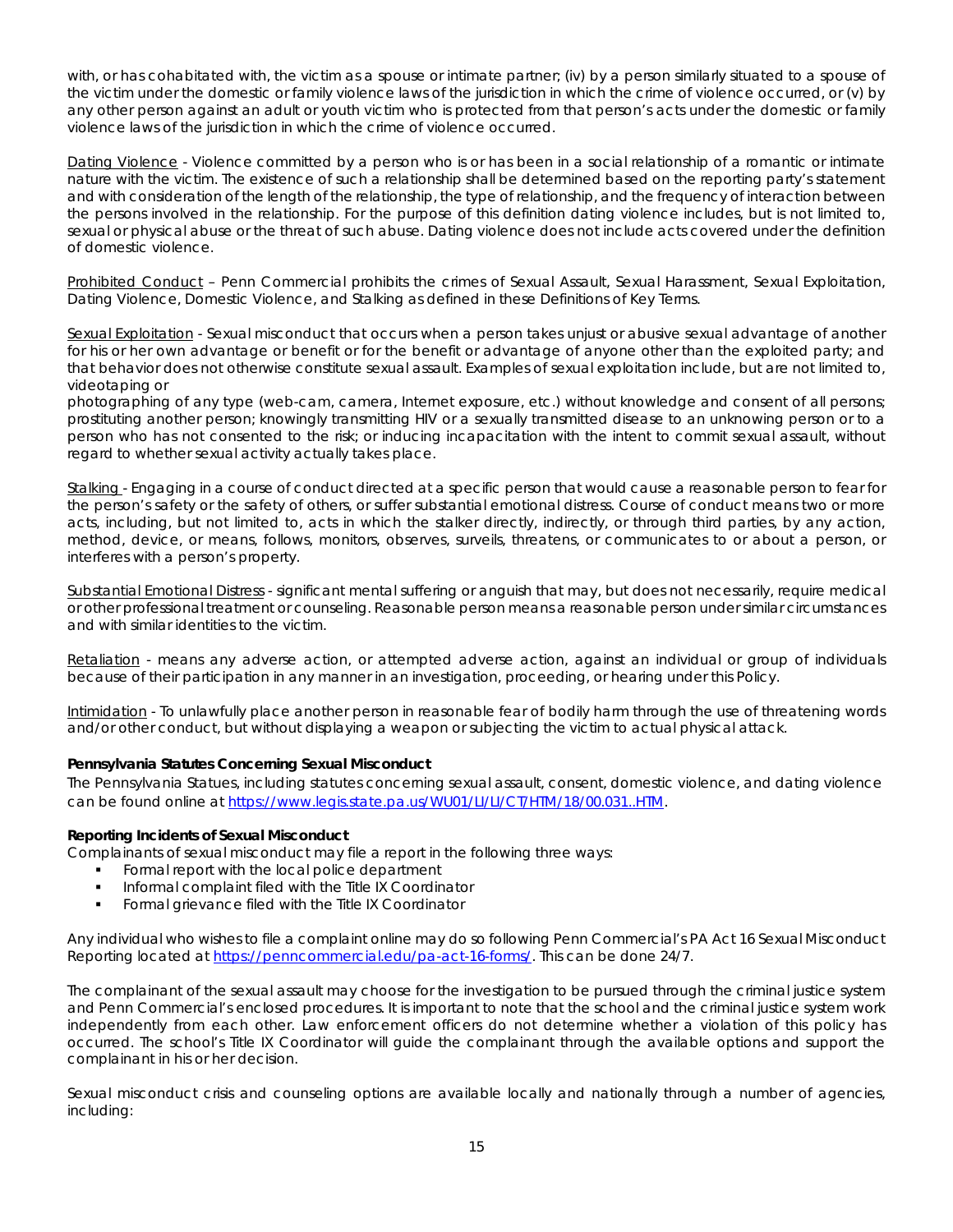with, or has cohabitated with, the victim as a spouse or intimate partner; (iv) by a person similarly situated to a spouse of the victim under the domestic or family violence laws of the jurisdiction in which the crime of violence occurred, or (v) by any other person against an adult or youth victim who is protected from that person's acts under the domestic or family violence laws of the jurisdiction in which the crime of violence occurred.

Dating Violence - Violence committed by a person who is or has been in a social relationship of a romantic or intimate nature with the victim. The existence of such a relationship shall be determined based on the reporting party's statement and with consideration of the length of the relationship, the type of relationship, and the frequency of interaction between the persons involved in the relationship. For the purpose of this definition dating violence includes, but is not limited to, sexual or physical abuse or the threat of such abuse. Dating violence does not include acts covered under the definition of domestic violence.

Prohibited Conduct – Penn Commercial prohibits the crimes of Sexual Assault, Sexual Harassment, Sexual Exploitation, Dating Violence, Domestic Violence, and Stalking as defined in these Definitions of Key Terms.

Sexual Exploitation - Sexual misconduct that occurs when a person takes unjust or abusive sexual advantage of another for his or her own advantage or benefit or for the benefit or advantage of anyone other than the exploited party; and that behavior does not otherwise constitute sexual assault. Examples of sexual exploitation include, but are not limited to, videotaping or
photographing of any type (web-cam, camera, Internet exposure, etc.) without knowledge and consent of all persons; prostituting another person; knowingly transmitting HIV or a sexually transmitted disease to an unknowing person or to a person who has not consented to the risk; or inducing incapacitation with the intent to commit sexual assault, without regard to whether sexual activity actually takes place.

Stalking - Engaging in a course of conduct directed at a specific person that would cause a reasonable person to fear for the person's safety or the safety of others, or suffer substantial emotional distress. Course of conduct means two or more acts, including, but not limited to, acts in which the stalker directly, indirectly, or through third parties, by any action, method, device, or means, follows, monitors, observes, surveils, threatens, or communicates to or about a person, or interferes with a person's property.

Substantial Emotional Distress - significant mental suffering or anguish that may, but does not necessarily, require medical or other professional treatment or counseling. Reasonable person means a reasonable person under similar circumstances and with similar identities to the victim.

Retaliation - means any adverse action, or attempted adverse action, against an individual or group of individuals because of their participation in any manner in an investigation, proceeding, or hearing under this Policy.

Intimidation - To unlawfully place another person in reasonable fear of bodily harm through the use of threatening words and/or other conduct, but without displaying a weapon or subjecting the victim to actual physical attack.

**Pennsylvania Statutes Concerning Sexual Misconduct**

The Pennsylvania Statues, including statutes concerning sexual assault, consent, domestic violence, and dating violence can be found online at https://www.legis.state.pa.us/WU01/LI/LI/CT/HTM/18/00.031..HTM.

**Reporting Incidents of Sexual Misconduct**

Complainants of sexual misconduct may file a report in the following three ways:

- Formal report with the local police department
- Informal complaint filed with the Title IX Coordinator
- Formal grievance filed with the Title IX Coordinator

Any individual who wishes to file a complaint online may do so following Penn Commercial's PA Act 16 Sexual Misconduct Reporting located at https://penncommercial.edu/pa-act-16-forms/. This can be done 24/7.

The complainant of the sexual assault may choose for the investigation to be pursued through the criminal justice system and Penn Commercial's enclosed procedures. It is important to note that the school and the criminal justice system work independently from each other. Law enforcement officers do not determine whether a violation of this policy has occurred. The school's Title IX Coordinator will guide the complainant through the available options and support the complainant in his or her decision.

Sexual misconduct crisis and counseling options are available locally and nationally through a number of agencies, including: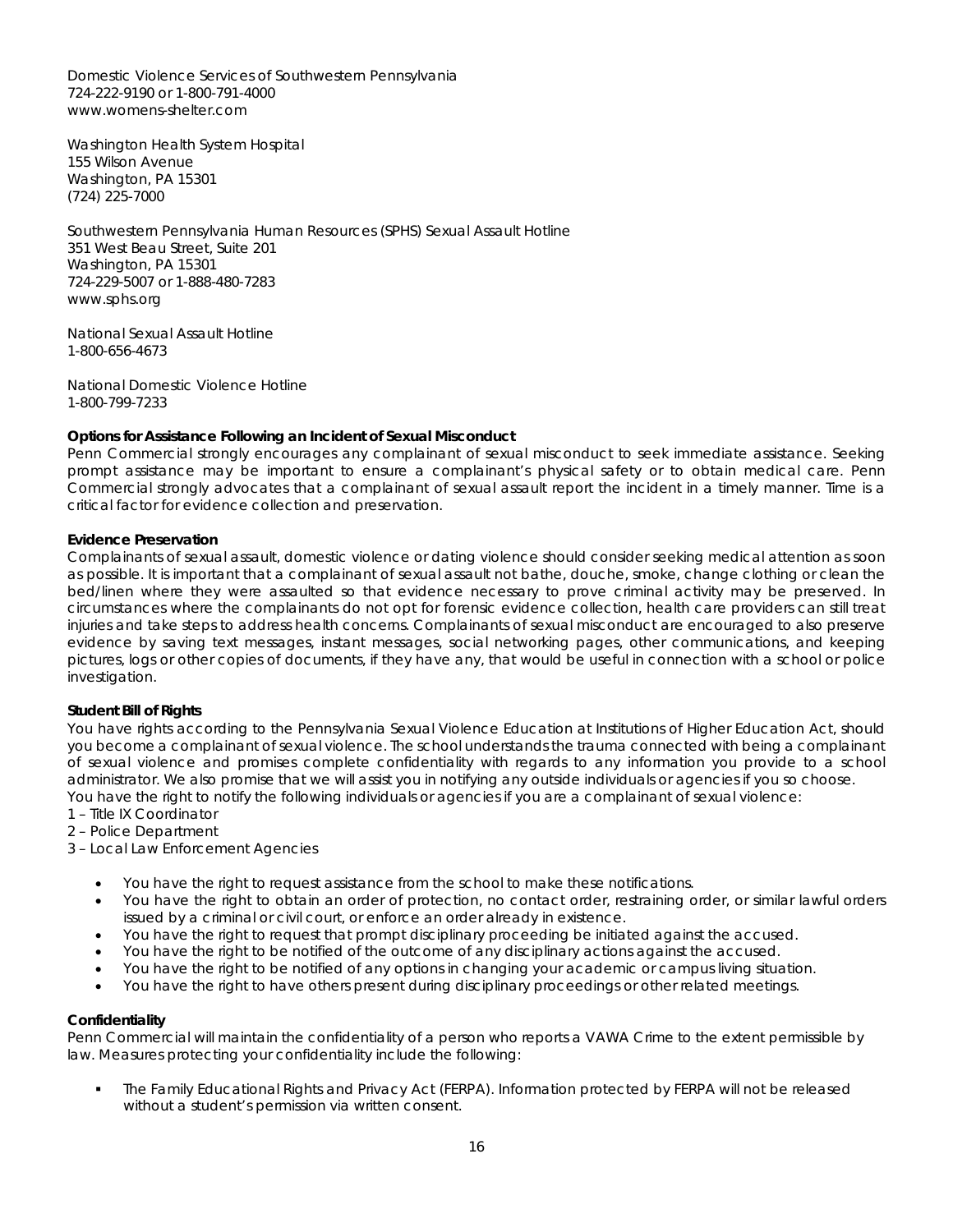Domestic Violence Services of Southwestern Pennsylvania
724-222-9190 or 1-800-791-4000
www.womens-shelter.com

Washington Health System Hospital
155 Wilson Avenue
Washington, PA 15301
(724) 225-7000

Southwestern Pennsylvania Human Resources (SPHS) Sexual Assault Hotline
351 West Beau Street, Suite 201
Washington, PA 15301
724-229-5007 or 1-888-480-7283
www.sphs.org

National Sexual Assault Hotline
1-800-656-4673

National Domestic Violence Hotline
1-800-799-7233

**Options for Assistance Following an Incident of Sexual Misconduct**
Penn Commercial strongly encourages any complainant of sexual misconduct to seek immediate assistance. Seeking prompt assistance may be important to ensure a complainant's physical safety or to obtain medical care. Penn Commercial strongly advocates that a complainant of sexual assault report the incident in a timely manner. Time is a critical factor for evidence collection and preservation.

**Evidence Preservation**
Complainants of sexual assault, domestic violence or dating violence should consider seeking medical attention as soon as possible. It is important that a complainant of sexual assault not bathe, douche, smoke, change clothing or clean the bed/linen where they were assaulted so that evidence necessary to prove criminal activity may be preserved. In circumstances where the complainants do not opt for forensic evidence collection, health care providers can still treat injuries and take steps to address health concerns. Complainants of sexual misconduct are encouraged to also preserve evidence by saving text messages, instant messages, social networking pages, other communications, and keeping pictures, logs or other copies of documents, if they have any, that would be useful in connection with a school or police investigation.

**Student Bill of Rights**
You have rights according to the Pennsylvania Sexual Violence Education at Institutions of Higher Education Act, should you become a complainant of sexual violence. The school understands the trauma connected with being a complainant of sexual violence and promises complete confidentiality with regards to any information you provide to a school administrator. We also promise that we will assist you in notifying any outside individuals or agencies if you so choose.
You have the right to notify the following individuals or agencies if you are a complainant of sexual violence:
1 – Title IX Coordinator
2 – Police Department
3 – Local Law Enforcement Agencies

- You have the right to request assistance from the school to make these notifications.
- You have the right to obtain an order of protection, no contact order, restraining order, or similar lawful orders issued by a criminal or civil court, or enforce an order already in existence.
- You have the right to request that prompt disciplinary proceeding be initiated against the accused.
- You have the right to be notified of the outcome of any disciplinary actions against the accused.
- You have the right to be notified of any options in changing your academic or campus living situation.
- You have the right to have others present during disciplinary proceedings or other related meetings.

**Confidentiality**
Penn Commercial will maintain the confidentiality of a person who reports a VAWA Crime to the extent permissible by law. Measures protecting your confidentiality include the following:

- The Family Educational Rights and Privacy Act (FERPA). Information protected by FERPA will not be released without a student's permission via written consent.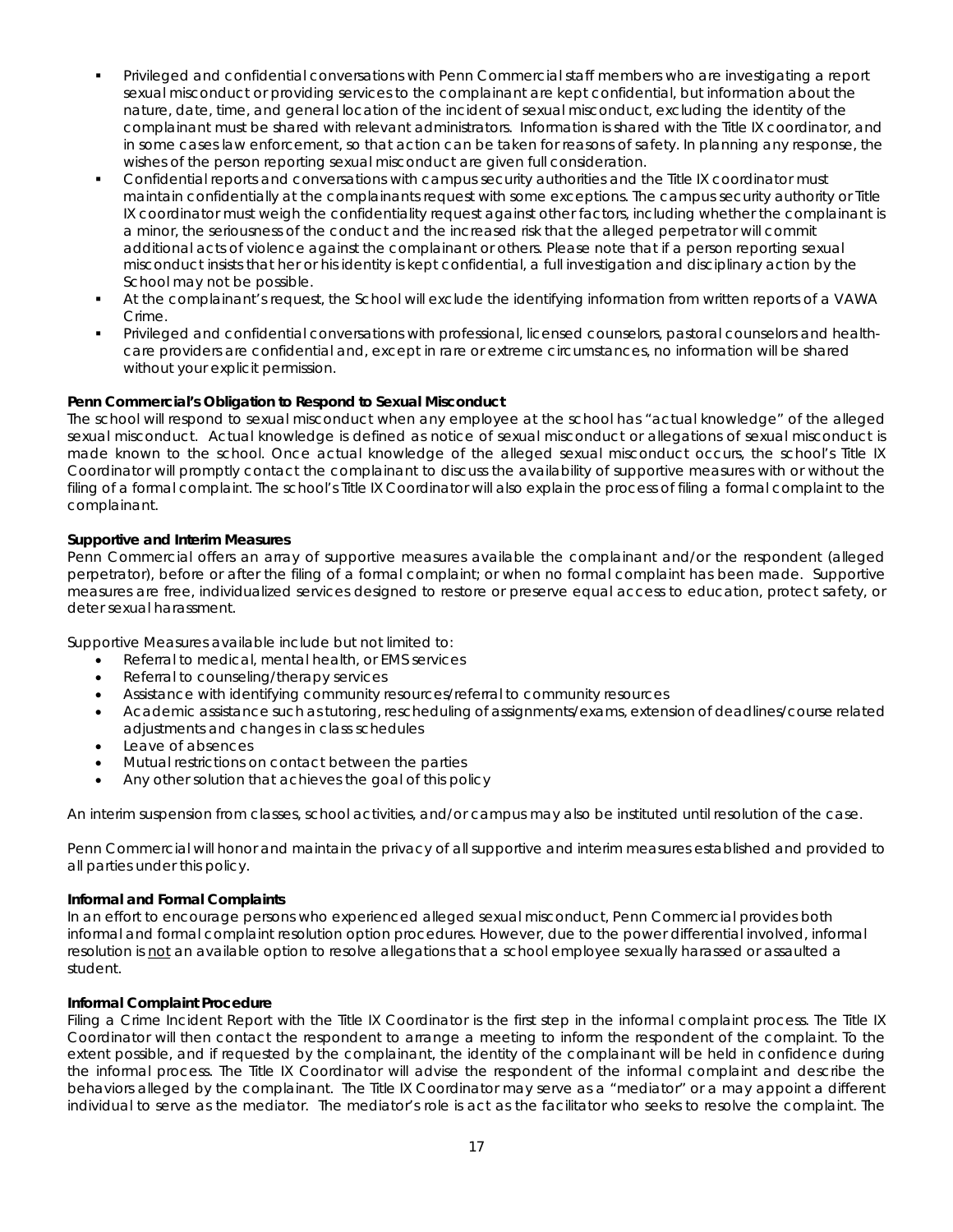- Privileged and confidential conversations with Penn Commercial staff members who are investigating a report sexual misconduct or providing services to the complainant are kept confidential, but information about the nature, date, time, and general location of the incident of sexual misconduct, excluding the identity of the complainant must be shared with relevant administrators. Information is shared with the Title IX coordinator, and in some cases law enforcement, so that action can be taken for reasons of safety. In planning any response, the wishes of the person reporting sexual misconduct are given full consideration.
- Confidential reports and conversations with campus security authorities and the Title IX coordinator must maintain confidentially at the complainants request with some exceptions. The campus security authority or Title IX coordinator must weigh the confidentiality request against other factors, including whether the complainant is a minor, the seriousness of the conduct and the increased risk that the alleged perpetrator will commit additional acts of violence against the complainant or others. Please note that if a person reporting sexual misconduct insists that her or his identity is kept confidential, a full investigation and disciplinary action by the School may not be possible.
- At the complainant's request, the School will exclude the identifying information from written reports of a VAWA Crime.
- Privileged and confidential conversations with professional, licensed counselors, pastoral counselors and health-care providers are confidential and, except in rare or extreme circumstances, no information will be shared without your explicit permission.

**Penn Commercial's Obligation to Respond to Sexual Misconduct**

The school will respond to sexual misconduct when any employee at the school has "actual knowledge" of the alleged sexual misconduct. Actual knowledge is defined as notice of sexual misconduct or allegations of sexual misconduct is made known to the school. Once actual knowledge of the alleged sexual misconduct occurs, the school's Title IX Coordinator will promptly contact the complainant to discuss the availability of supportive measures with or without the filing of a formal complaint. The school's Title IX Coordinator will also explain the process of filing a formal complaint to the complainant.

**Supportive and Interim Measures**

Penn Commercial offers an array of supportive measures available the complainant and/or the respondent (alleged perpetrator), before or after the filing of a formal complaint; or when no formal complaint has been made. Supportive measures are free, individualized services designed to restore or preserve equal access to education, protect safety, or deter sexual harassment.

Supportive Measures available include but not limited to:

- Referral to medical, mental health, or EMS services
- Referral to counseling/therapy services
- Assistance with identifying community resources/referral to community resources
- Academic assistance such as tutoring, rescheduling of assignments/exams, extension of deadlines/course related adjustments and changes in class schedules
- Leave of absences
- Mutual restrictions on contact between the parties
- Any other solution that achieves the goal of this policy

An interim suspension from classes, school activities, and/or campus may also be instituted until resolution of the case.

Penn Commercial will honor and maintain the privacy of all supportive and interim measures established and provided to all parties under this policy.

**Informal and Formal Complaints**

In an effort to encourage persons who experienced alleged sexual misconduct, Penn Commercial provides both informal and formal complaint resolution option procedures. However, due to the power differential involved, informal resolution is not an available option to resolve allegations that a school employee sexually harassed or assaulted a student.

**Informal Complaint Procedure**

Filing a Crime Incident Report with the Title IX Coordinator is the first step in the informal complaint process. The Title IX Coordinator will then contact the respondent to arrange a meeting to inform the respondent of the complaint. To the extent possible, and if requested by the complainant, the identity of the complainant will be held in confidence during the informal process. The Title IX Coordinator will advise the respondent of the informal complaint and describe the behaviors alleged by the complainant. The Title IX Coordinator may serve as a "mediator" or a may appoint a different individual to serve as the mediator. The mediator's role is act as the facilitator who seeks to resolve the complaint. The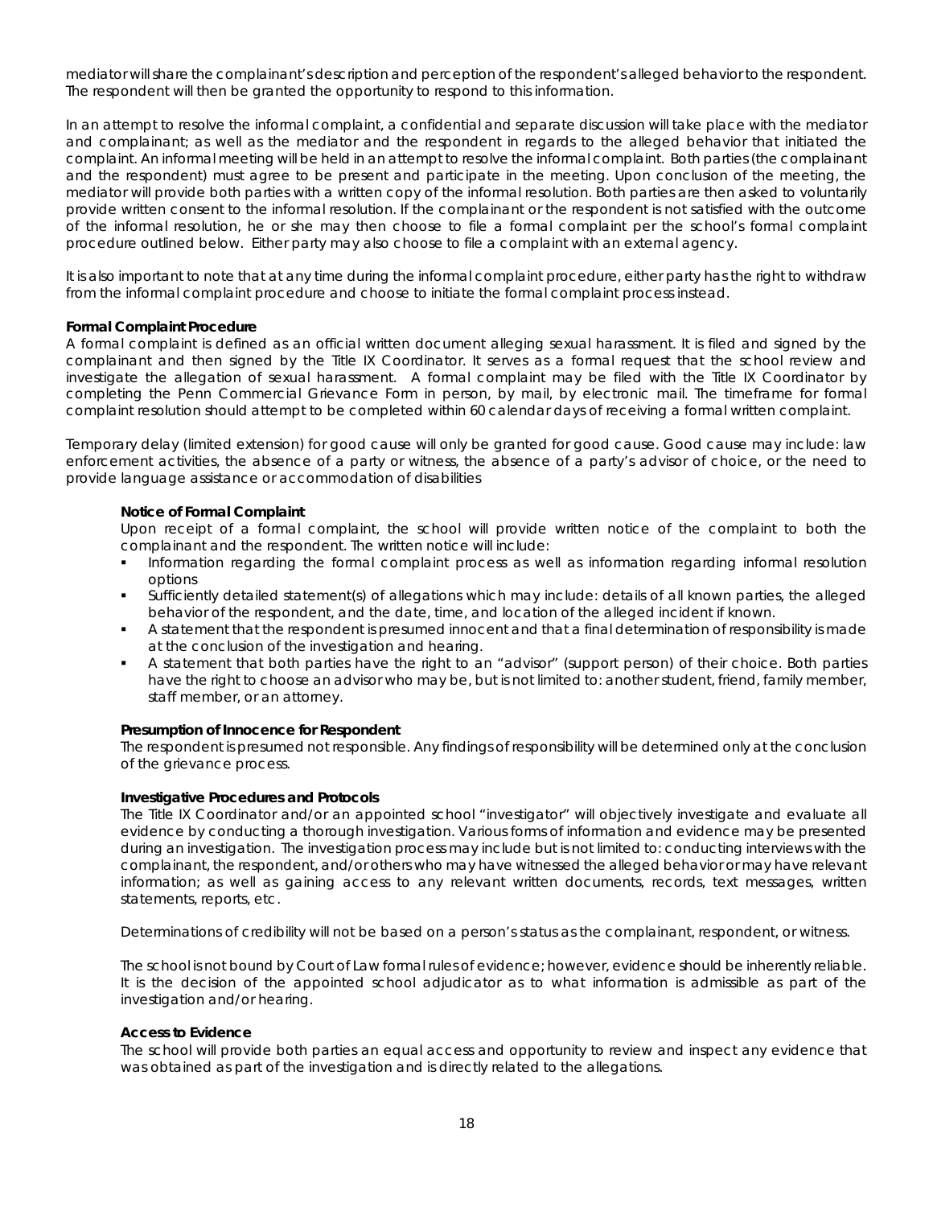mediator will share the complainant's description and perception of the respondent's alleged behavior to the respondent. The respondent will then be granted the opportunity to respond to this information.

In an attempt to resolve the informal complaint, a confidential and separate discussion will take place with the mediator and complainant; as well as the mediator and the respondent in regards to the alleged behavior that initiated the complaint. An informal meeting will be held in an attempt to resolve the informal complaint. Both parties (the complainant and the respondent) must agree to be present and participate in the meeting. Upon conclusion of the meeting, the mediator will provide both parties with a written copy of the informal resolution. Both parties are then asked to voluntarily provide written consent to the informal resolution. If the complainant or the respondent is not satisfied with the outcome of the informal resolution, he or she may then choose to file a formal complaint per the school's formal complaint procedure outlined below. Either party may also choose to file a complaint with an external agency.

It is also important to note that at any time during the informal complaint procedure, either party has the right to withdraw from the informal complaint procedure and choose to initiate the formal complaint process instead.

**Formal Complaint Procedure**

A formal complaint is defined as an official written document alleging sexual harassment. It is filed and signed by the complainant and then signed by the Title IX Coordinator. It serves as a formal request that the school review and investigate the allegation of sexual harassment. A formal complaint may be filed with the Title IX Coordinator by completing the Penn Commercial Grievance Form in person, by mail, by electronic mail. The timeframe for formal complaint resolution should attempt to be completed within 60 calendar days of receiving a formal written complaint.

Temporary delay (limited extension) for good cause will only be granted for good cause. Good cause may include: law enforcement activities, the absence of a party or witness, the absence of a party's advisor of choice, or the need to provide language assistance or accommodation of disabilities

**Notice of Formal Complaint**

Upon receipt of a formal complaint, the school will provide written notice of the complaint to both the complainant and the respondent. The written notice will include:

- Information regarding the formal complaint process as well as information regarding informal resolution options
- Sufficiently detailed statement(s) of allegations which may include: details of all known parties, the alleged behavior of the respondent, and the date, time, and location of the alleged incident if known.
- A statement that the respondent is presumed innocent and that a final determination of responsibility is made at the conclusion of the investigation and hearing.
- A statement that both parties have the right to an "advisor" (support person) of their choice. Both parties have the right to choose an advisor who may be, but is not limited to: another student, friend, family member, staff member, or an attorney.

**Presumption of Innocence for Respondent**

The respondent is presumed not responsible. Any findings of responsibility will be determined only at the conclusion of the grievance process.

**Investigative Procedures and Protocols**

The Title IX Coordinator and/or an appointed school "investigator" will objectively investigate and evaluate all evidence by conducting a thorough investigation. Various forms of information and evidence may be presented during an investigation. The investigation process may include but is not limited to: conducting interviews with the complainant, the respondent, and/or others who may have witnessed the alleged behavior or may have relevant information; as well as gaining access to any relevant written documents, records, text messages, written statements, reports, etc.

Determinations of credibility will not be based on a person's status as the complainant, respondent, or witness.

The school is not bound by Court of Law formal rules of evidence; however, evidence should be inherently reliable. It is the decision of the appointed school adjudicator as to what information is admissible as part of the investigation and/or hearing.

**Access to Evidence**

The school will provide both parties an equal access and opportunity to review and inspect any evidence that was obtained as part of the investigation and is directly related to the allegations.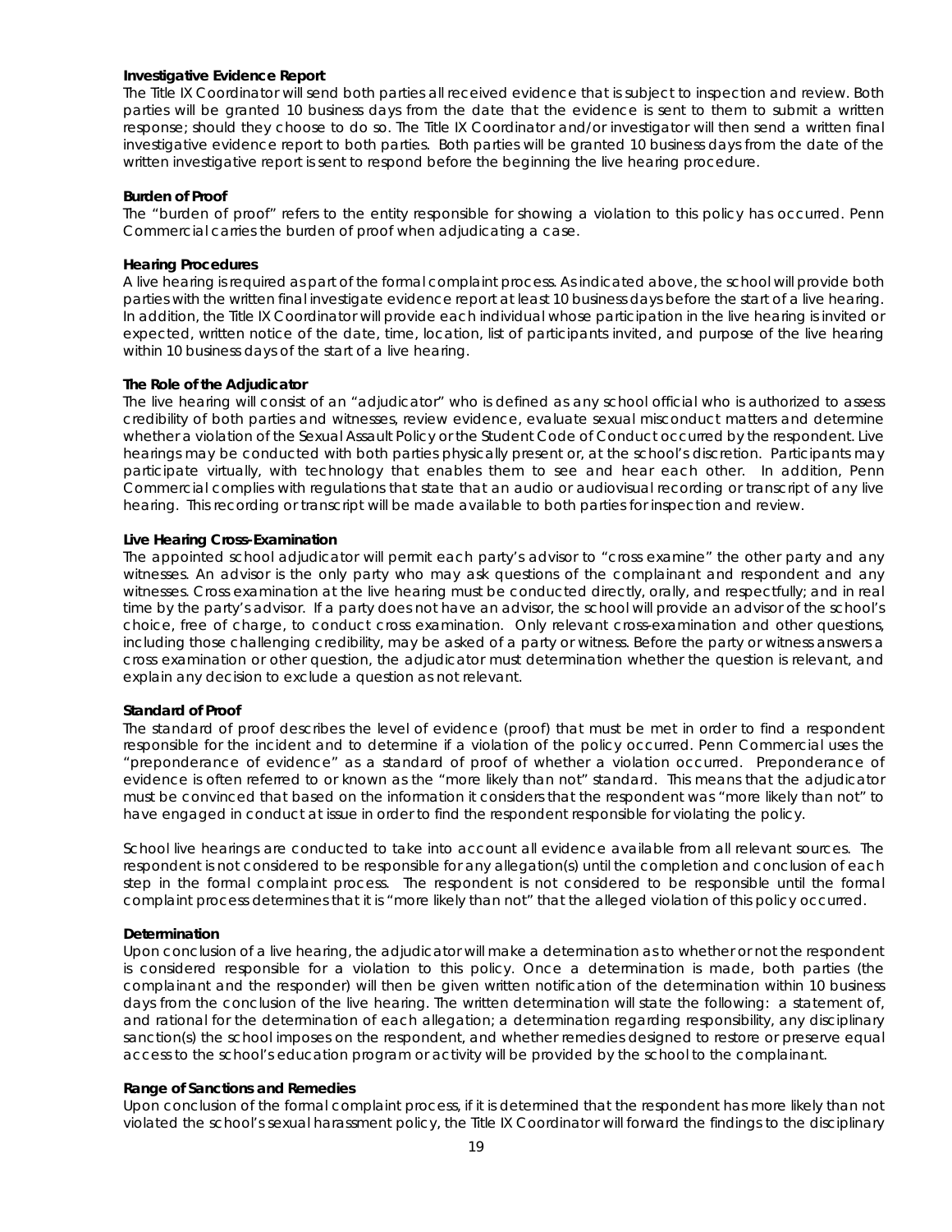**Investigative Evidence Report**
The Title IX Coordinator will send both parties all received evidence that is subject to inspection and review. Both parties will be granted 10 business days from the date that the evidence is sent to them to submit a written response; should they choose to do so. The Title IX Coordinator and/or investigator will then send a written final investigative evidence report to both parties. Both parties will be granted 10 business days from the date of the written investigative report is sent to respond before the beginning the live hearing procedure.

**Burden of Proof**
The "burden of proof" refers to the entity responsible for showing a violation to this policy has occurred. Penn Commercial carries the burden of proof when adjudicating a case.

**Hearing Procedures**
A live hearing is required as part of the formal complaint process. As indicated above, the school will provide both parties with the written final investigate evidence report at least 10 business days before the start of a live hearing. In addition, the Title IX Coordinator will provide each individual whose participation in the live hearing is invited or expected, written notice of the date, time, location, list of participants invited, and purpose of the live hearing within 10 business days of the start of a live hearing.

**The Role of the Adjudicator**
The live hearing will consist of an "adjudicator" who is defined as any school official who is authorized to assess credibility of both parties and witnesses, review evidence, evaluate sexual misconduct matters and determine whether a violation of the Sexual Assault Policy or the Student Code of Conduct occurred by the respondent. Live hearings may be conducted with both parties physically present or, at the school's discretion. Participants may participate virtually, with technology that enables them to see and hear each other. In addition, Penn Commercial complies with regulations that state that an audio or audiovisual recording or transcript of any live hearing. This recording or transcript will be made available to both parties for inspection and review.

**Live Hearing Cross-Examination**
The appointed school adjudicator will permit each party's advisor to "cross examine" the other party and any witnesses. An advisor is the only party who may ask questions of the complainant and respondent and any witnesses. Cross examination at the live hearing must be conducted directly, orally, and respectfully; and in real time by the party's advisor. If a party does not have an advisor, the school will provide an advisor of the school's choice, free of charge, to conduct cross examination. Only relevant cross-examination and other questions, including those challenging credibility, may be asked of a party or witness. Before the party or witness answers a cross examination or other question, the adjudicator must determination whether the question is relevant, and explain any decision to exclude a question as not relevant.

**Standard of Proof**
The standard of proof describes the level of evidence (proof) that must be met in order to find a respondent responsible for the incident and to determine if a violation of the policy occurred. Penn Commercial uses the "preponderance of evidence" as a standard of proof of whether a violation occurred. Preponderance of evidence is often referred to or known as the "more likely than not" standard. This means that the adjudicator must be convinced that based on the information it considers that the respondent was "more likely than not" to have engaged in conduct at issue in order to find the respondent responsible for violating the policy.

School live hearings are conducted to take into account all evidence available from all relevant sources. The respondent is not considered to be responsible for any allegation(s) until the completion and conclusion of each step in the formal complaint process. The respondent is not considered to be responsible until the formal complaint process determines that it is "more likely than not" that the alleged violation of this policy occurred.

**Determination**
Upon conclusion of a live hearing, the adjudicator will make a determination as to whether or not the respondent is considered responsible for a violation to this policy. Once a determination is made, both parties (the complainant and the responder) will then be given written notification of the determination within 10 business days from the conclusion of the live hearing. The written determination will state the following: a statement of, and rational for the determination of each allegation; a determination regarding responsibility, any disciplinary sanction(s) the school imposes on the respondent, and whether remedies designed to restore or preserve equal access to the school's education program or activity will be provided by the school to the complainant.

**Range of Sanctions and Remedies**
Upon conclusion of the formal complaint process, if it is determined that the respondent has more likely than not violated the school's sexual harassment policy, the Title IX Coordinator will forward the findings to the disciplinary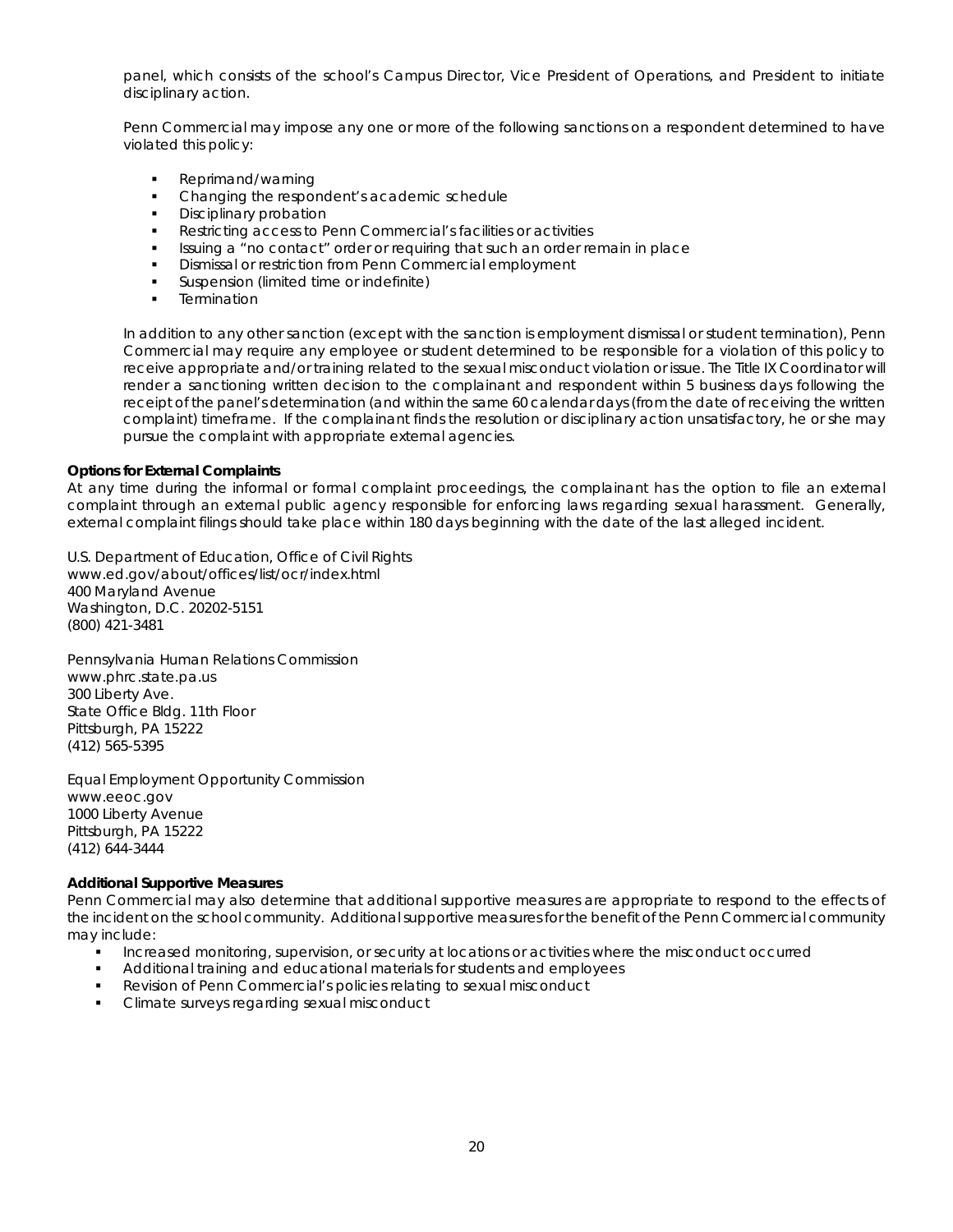panel, which consists of the school's Campus Director, Vice President of Operations, and President to initiate disciplinary action.

Penn Commercial may impose any one or more of the following sanctions on a respondent determined to have violated this policy:

- Reprimand/warning
- Changing the respondent's academic schedule
- Disciplinary probation
- Restricting access to Penn Commercial's facilities or activities
- Issuing a "no contact" order or requiring that such an order remain in place
- Dismissal or restriction from Penn Commercial employment
- Suspension (limited time or indefinite)
- Termination

In addition to any other sanction (except with the sanction is employment dismissal or student termination), Penn Commercial may require any employee or student determined to be responsible for a violation of this policy to receive appropriate and/or training related to the sexual misconduct violation or issue. The Title IX Coordinator will render a sanctioning written decision to the complainant and respondent within 5 business days following the receipt of the panel's determination (and within the same 60 calendar days (from the date of receiving the written complaint) timeframe. If the complainant finds the resolution or disciplinary action unsatisfactory, he or she may pursue the complaint with appropriate external agencies.

**Options for External Complaints**

At any time during the informal or formal complaint proceedings, the complainant has the option to file an external complaint through an external public agency responsible for enforcing laws regarding sexual harassment. Generally, external complaint filings should take place within 180 days beginning with the date of the last alleged incident.

U.S. Department of Education, Office of Civil Rights
www.ed.gov/about/offices/list/ocr/index.html
400 Maryland Avenue
Washington, D.C. 20202-5151
(800) 421-3481

Pennsylvania Human Relations Commission
www.phrc.state.pa.us
300 Liberty Ave.
State Office Bldg. 11th Floor
Pittsburgh, PA 15222
(412) 565-5395

Equal Employment Opportunity Commission
www.eeoc.gov
1000 Liberty Avenue
Pittsburgh, PA 15222
(412) 644-3444

**Additional Supportive Measures**

Penn Commercial may also determine that additional supportive measures are appropriate to respond to the effects of the incident on the school community. Additional supportive measures for the benefit of the Penn Commercial community may include:

- Increased monitoring, supervision, or security at locations or activities where the misconduct occurred
- Additional training and educational materials for students and employees
- Revision of Penn Commercial's policies relating to sexual misconduct
- Climate surveys regarding sexual misconduct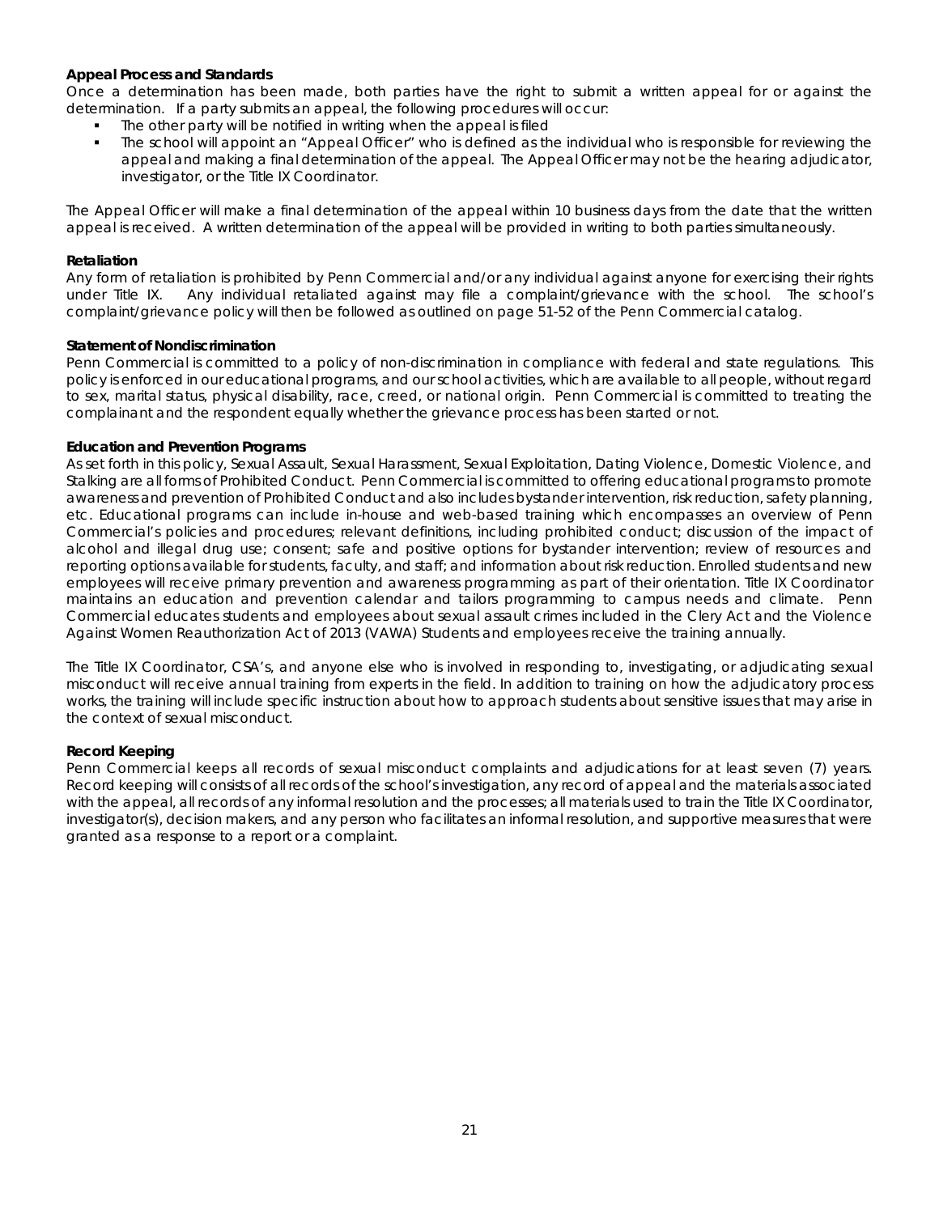**Appeal Process and Standards**

Once a determination has been made, both parties have the right to submit a written appeal for or against the determination. If a party submits an appeal, the following procedures will occur:

- The other party will be notified in writing when the appeal is filed
- The school will appoint an "Appeal Officer" who is defined as the individual who is responsible for reviewing the appeal and making a final determination of the appeal. The Appeal Officer may not be the hearing adjudicator, investigator, or the Title IX Coordinator.

The Appeal Officer will make a final determination of the appeal within 10 business days from the date that the written appeal is received. A written determination of the appeal will be provided in writing to both parties simultaneously.

**Retaliation**

Any form of retaliation is prohibited by Penn Commercial and/or any individual against anyone for exercising their rights under Title IX. Any individual retaliated against may file a complaint/grievance with the school. The school's complaint/grievance policy will then be followed as outlined on page 51-52 of the Penn Commercial catalog.

**Statement of Nondiscrimination**

Penn Commercial is committed to a policy of non-discrimination in compliance with federal and state regulations. This policy is enforced in our educational programs, and our school activities, which are available to all people, without regard to sex, marital status, physical disability, race, creed, or national origin. Penn Commercial is committed to treating the complainant and the respondent equally whether the grievance process has been started or not.

**Education and Prevention Programs**

As set forth in this policy, Sexual Assault, Sexual Harassment, Sexual Exploitation, Dating Violence, Domestic Violence, and Stalking are all forms of Prohibited Conduct. Penn Commercial is committed to offering educational programs to promote awareness and prevention of Prohibited Conduct and also includes bystander intervention, risk reduction, safety planning, etc. Educational programs can include in-house and web-based training which encompasses an overview of Penn Commercial's policies and procedures; relevant definitions, including prohibited conduct; discussion of the impact of alcohol and illegal drug use; consent; safe and positive options for bystander intervention; review of resources and reporting options available for students, faculty, and staff; and information about risk reduction. Enrolled students and new employees will receive primary prevention and awareness programming as part of their orientation. Title IX Coordinator maintains an education and prevention calendar and tailors programming to campus needs and climate. Penn Commercial educates students and employees about sexual assault crimes included in the Clery Act and the Violence Against Women Reauthorization Act of 2013 (VAWA) Students and employees receive the training annually.

The Title IX Coordinator, CSA's, and anyone else who is involved in responding to, investigating, or adjudicating sexual misconduct will receive annual training from experts in the field. In addition to training on how the adjudicatory process works, the training will include specific instruction about how to approach students about sensitive issues that may arise in the context of sexual misconduct.

**Record Keeping**

Penn Commercial keeps all records of sexual misconduct complaints and adjudications for at least seven (7) years. Record keeping will consists of all records of the school's investigation, any record of appeal and the materials associated with the appeal, all records of any informal resolution and the processes; all materials used to train the Title IX Coordinator, investigator(s), decision makers, and any person who facilitates an informal resolution, and supportive measures that were granted as a response to a report or a complaint.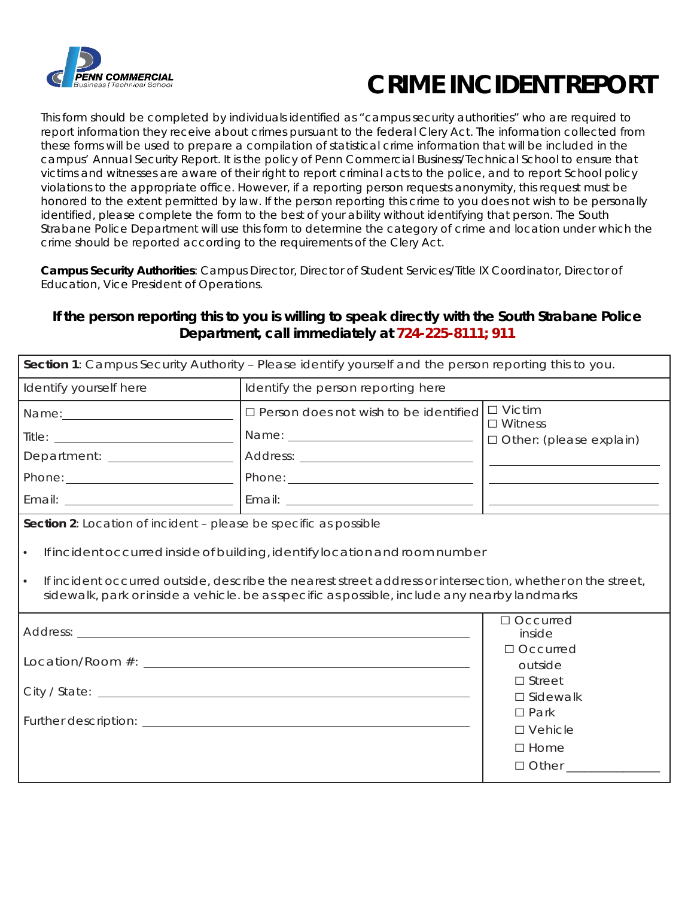PENN COMMERCIAL
Business | Technical School

# CRIME INCIDENT REPORT

This form should be completed by individuals identified as "campus security authorities" who are required to report information they receive about crimes pursuant to the federal Clery Act. The information collected from these forms will be used to prepare a compilation of statistical crime information that will be included in the campus' Annual Security Report. It is the policy of Penn Commercial Business/Technical School to ensure that victims and witnesses are aware of their right to report criminal acts to the police, and to report School policy violations to the appropriate office. However, if a reporting person requests anonymity, this request must be honored to the extent permitted by law. If the person reporting this crime to you does not wish to be personally identified, please complete the form to the best of your ability without identifying that person. The South Strabane Police Department will use this form to determine the category of crime and location under which the crime should be reported according to the requirements of the Clery Act.

**Campus Security Authorities**: Campus Director, Director of Student Services/Title IX Coordinator, Director of Education, Vice President of Operations.

### If the person reporting this to you is willing to speak directly with the South Strabane Police Department, call immediately at 724-225-8111; 911

**Section 1**: Campus Security Authority – Please identify yourself and the person reporting this to you.

| Identify yourself here | Identify the person reporting here | |
|---|---|---|
| Name: ____________ | ☐ Person does not wish to be identified | ☐ Victim<br>☐ Witness<br>☐ Other: (please explain) |
| Title: ____________ | Name: ____________ | ____________ |
| Department: ____________ | Address: ____________ | ____________ |
| Phone: ____________ | Phone: ____________ | ____________ |
| Email: ____________ | Email: ____________ | |

**Section 2**: Location of incident – please be specific as possible

- If incident occurred inside of building, identify location and room number
- If incident occurred outside, describe the nearest street address or intersection, whether on the street, sidewalk, park or inside a vehicle. be as specific as possible, include any nearby landmarks

| | |
|---|---|
| Address: ____________ | ☐ Occurred inside |
| Location/Room #: ____________ | ☐ Occurred outside |
| City / State: ____________ | ☐ Street<br>☐ Sidewalk |
| Further description: ____________ | ☐ Park<br>☐ Vehicle<br>☐ Home<br>☐ Other ____________ |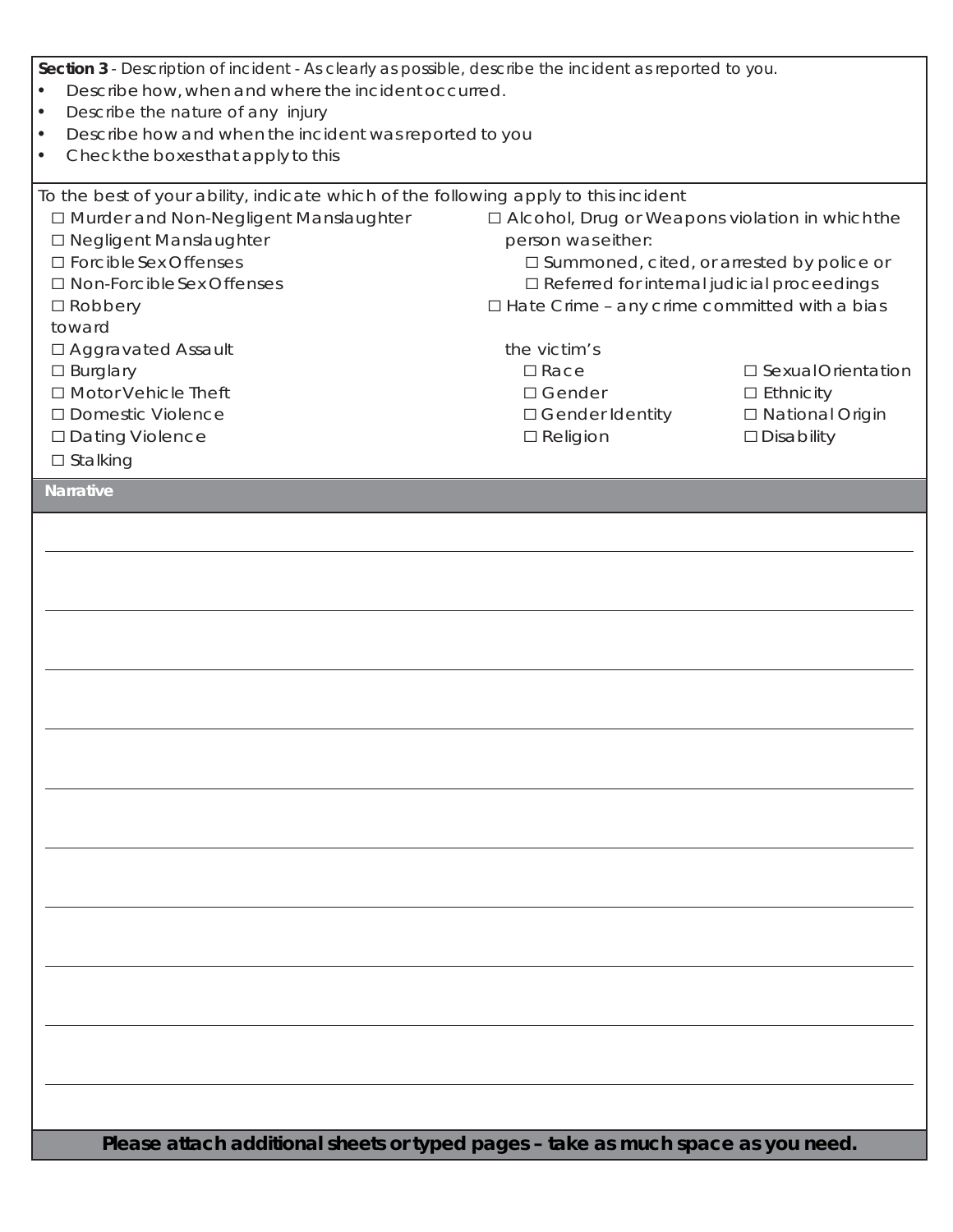**Section 3** - Description of incident - As clearly as possible, describe the incident as reported to you.

- Describe how, when and where the incident occurred.
- Describe the nature of any injury
- Describe how and when the incident was reported to you
- Check the boxes that apply to this

To the best of your ability, indicate which of the following apply to this incident

☐ Murder and Non-Negligent Manslaughter
☐ Negligent Manslaughter
☐ Forcible Sex Offenses
☐ Non-Forcible Sex Offenses
☐ Robbery
☐ Aggravated Assault
☐ Burglary
☐ Motor Vehicle Theft
☐ Domestic Violence
☐ Dating Violence
☐ Stalking

☐ Alcohol, Drug or Weapons violation in which the person was either:
- ☐ Summoned, cited, or arrested by police or
- ☐ Referred for internal judicial proceedings

☐ Hate Crime – any crime committed with a bias toward the victim's

| | |
|---|---|
| ☐ Race | ☐ Sexual Orientation |
| ☐ Gender | ☐ Ethnicity |
| ☐ Gender Identity | ☐ National Origin |
| ☐ Religion | ☐ Disability |

**Narrative**

______________________________________________________________________

______________________________________________________________________

______________________________________________________________________

______________________________________________________________________

______________________________________________________________________

______________________________________________________________________

______________________________________________________________________

______________________________________________________________________

______________________________________________________________________

______________________________________________________________________

**Please attach additional sheets or typed pages – take as much space as you need.**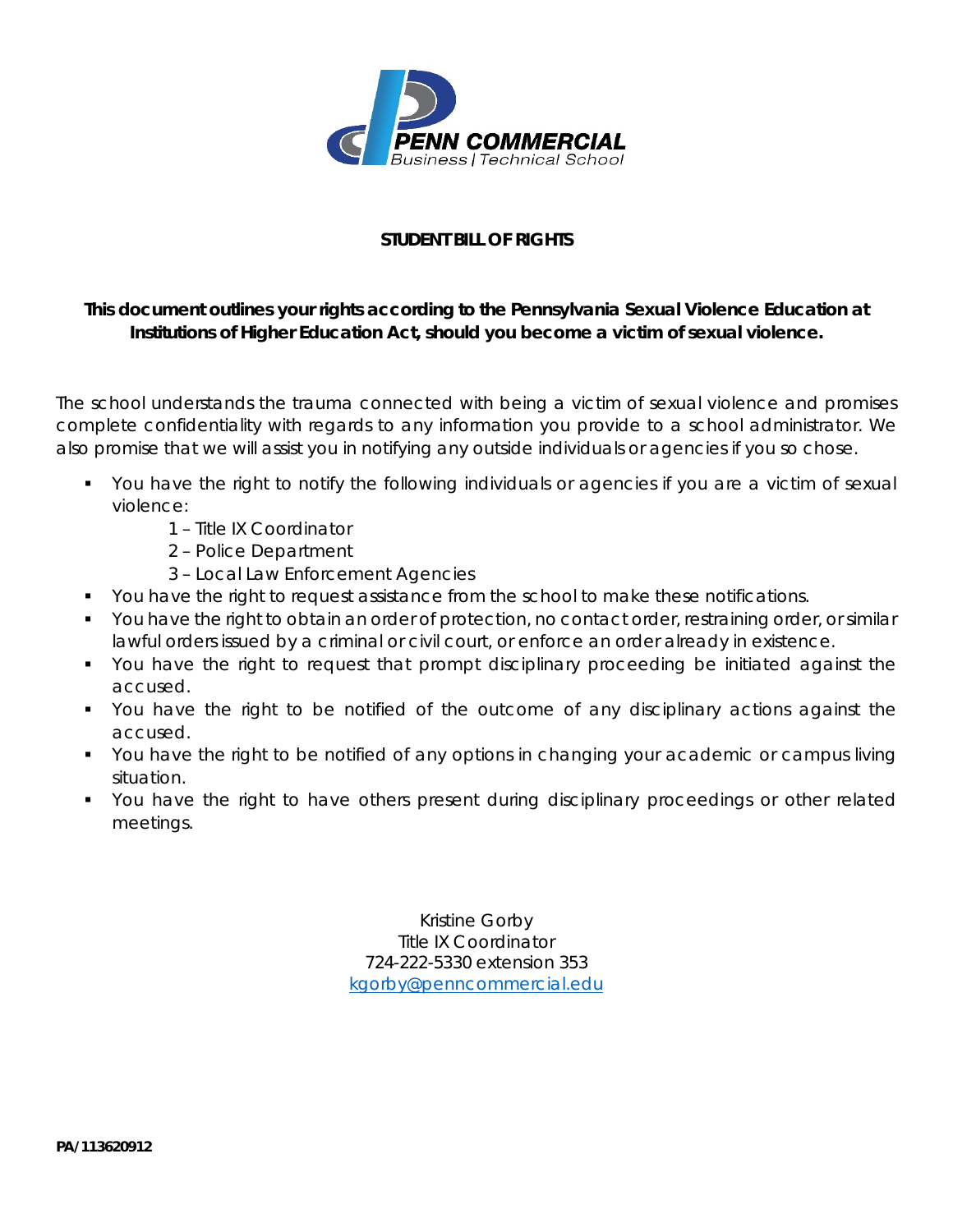PENN COMMERCIAL
Business | Technical School

# STUDENT BILL OF RIGHTS

**This document outlines your rights according to the Pennsylvania Sexual Violence Education at Institutions of Higher Education Act, should you become a victim of sexual violence.**

The school understands the trauma connected with being a victim of sexual violence and promises complete confidentiality with regards to any information you provide to a school administrator. We also promise that we will assist you in notifying any outside individuals or agencies if you so chose.

- You have the right to notify the following individuals or agencies if you are a victim of sexual violence:
  - 1 – Title IX Coordinator
  - 2 – Police Department
  - 3 – Local Law Enforcement Agencies
- You have the right to request assistance from the school to make these notifications.
- You have the right to obtain an order of protection, no contact order, restraining order, or similar lawful orders issued by a criminal or civil court, or enforce an order already in existence.
- You have the right to request that prompt disciplinary proceeding be initiated against the accused.
- You have the right to be notified of the outcome of any disciplinary actions against the accused.
- You have the right to be notified of any options in changing your academic or campus living situation.
- You have the right to have others present during disciplinary proceedings or other related meetings.

Kristine Gorby
Title IX Coordinator
724-222-5330 extension 353
kgorby@penncommercial.edu

**PA/113620912**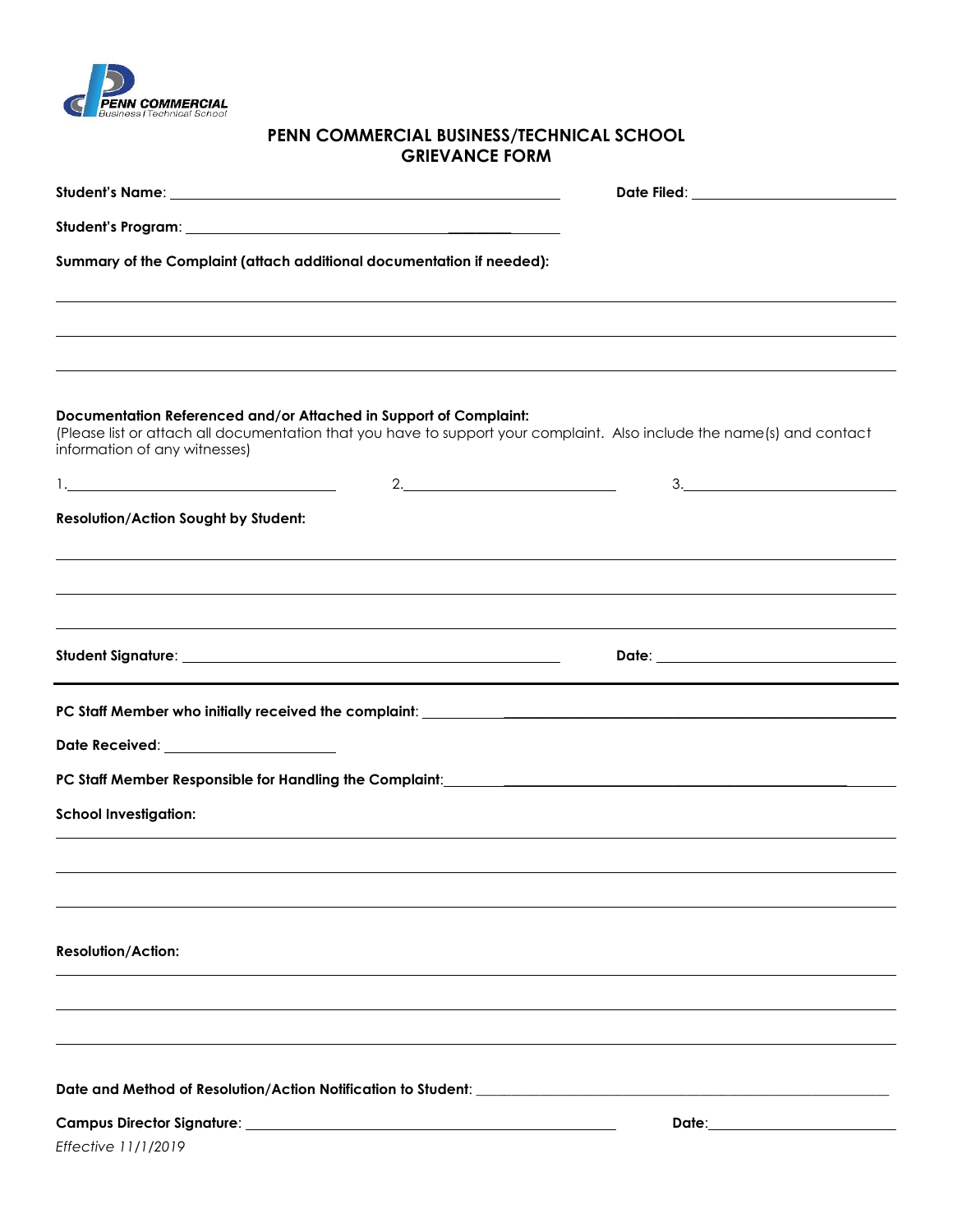PENN COMMERCIAL
Business | Technical School

# PENN COMMERCIAL BUSINESS/TECHNICAL SCHOOL
# GRIEVANCE FORM

**Student's Name**: ______________________________ **Date Filed**: ______________

**Student's Program**: ______________________________

**Summary of the Complaint (attach additional documentation if needed):**

______________________________________________________________________

______________________________________________________________________

______________________________________________________________________

**Documentation Referenced and/or Attached in Support of Complaint:**
(Please list or attach all documentation that you have to support your complaint. Also include the name(s) and contact information of any witnesses)

1.______________________ 2.______________________ 3.______________________

**Resolution/Action Sought by Student:**

______________________________________________________________________

______________________________________________________________________

______________________________________________________________________

**Student Signature**: ______________________________ **Date**: ______________

---

**PC Staff Member who initially received the complaint**: ______________________________

**Date Received**: ______________

**PC Staff Member Responsible for Handling the Complaint**: ______________________________

**School Investigation:**

______________________________________________________________________

______________________________________________________________________

______________________________________________________________________

**Resolution/Action:**

______________________________________________________________________

______________________________________________________________________

______________________________________________________________________

**Date and Method of Resolution/Action Notification to Student**: ______________________________

**Campus Director Signature**: ______________________________ **Date**: ______________

*Effective 11/1/2019*